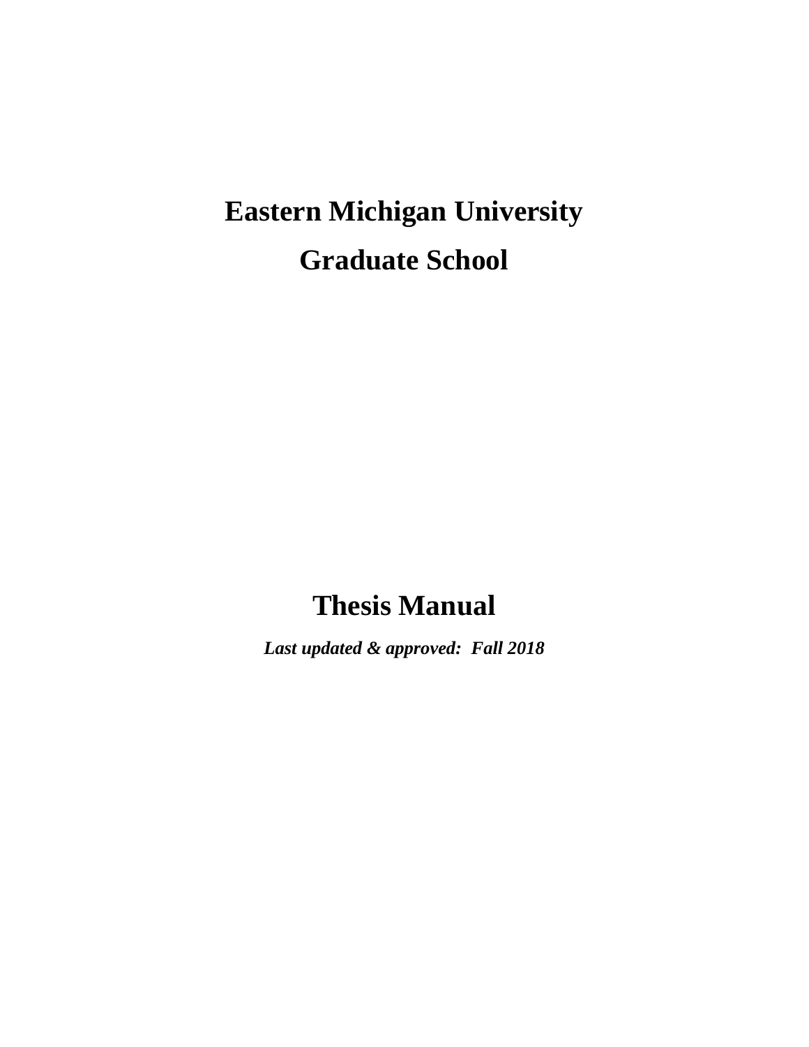# Eastern Michigan University

# Graduate School

# Thesis Manual

***Last updated & approved: Fall 2018***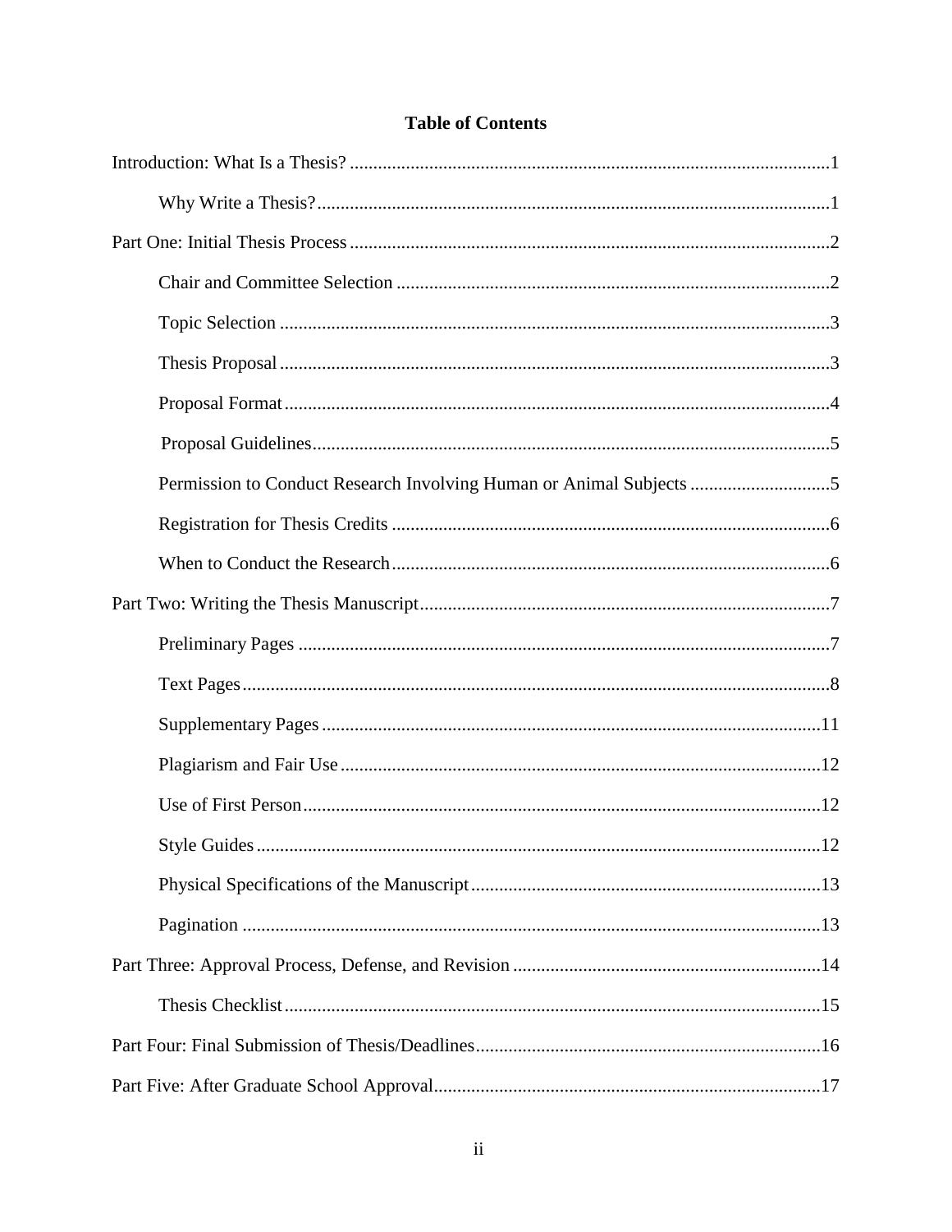# Table of Contents

Introduction: What Is a Thesis? ........................................................................................................1

- Why Write a Thesis? ..............................................................................................................1

Part One: Initial Thesis Process .......................................................................................................2

- Chair and Committee Selection ..............................................................................................2
- Topic Selection .......................................................................................................................3
- Thesis Proposal .......................................................................................................................3
- Proposal Format ......................................................................................................................4
- Proposal Guidelines .................................................................................................................5
- Permission to Conduct Research Involving Human or Animal Subjects ...............................5
- Registration for Thesis Credits ...............................................................................................6
- When to Conduct the Research ...............................................................................................6

Part Two: Writing the Thesis Manuscript ........................................................................................7

- Preliminary Pages ...................................................................................................................7
- Text Pages ...............................................................................................................................8
- Supplementary Pages ............................................................................................................11
- Plagiarism and Fair Use ........................................................................................................12
- Use of First Person ................................................................................................................12
- Style Guides ..........................................................................................................................12
- Physical Specifications of the Manuscript ............................................................................13
- Pagination .............................................................................................................................13

Part Three: Approval Process, Defense, and Revision ..................................................................14

- Thesis Checklist ....................................................................................................................15

Part Four: Final Submission of Thesis/Deadlines ..........................................................................16

Part Five: After Graduate School Approval ...................................................................................17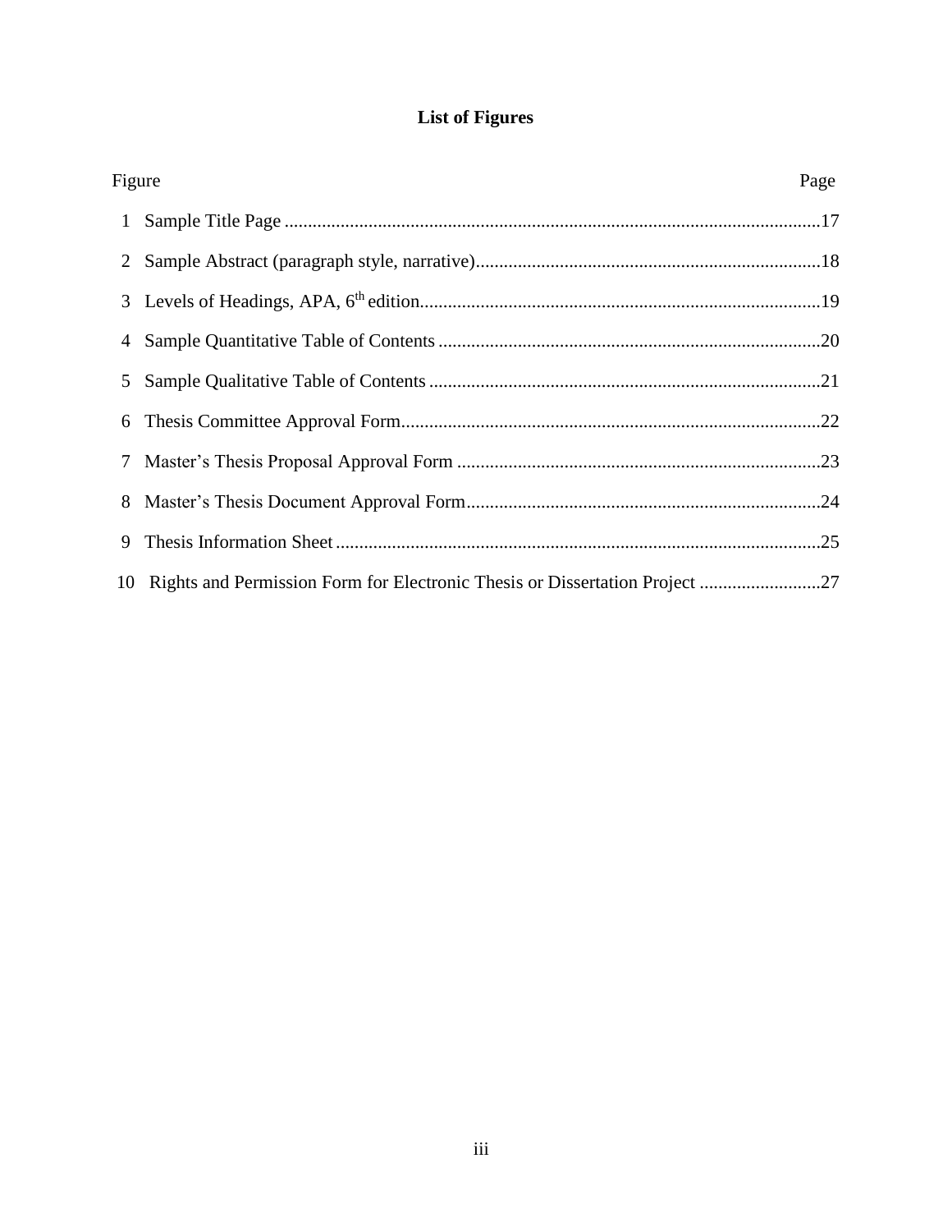## List of Figures

| Figure | | Page |
|---|---|---|
| 1 | Sample Title Page | 17 |
| 2 | Sample Abstract (paragraph style, narrative) | 18 |
| 3 | Levels of Headings, APA, 6th edition | 19 |
| 4 | Sample Quantitative Table of Contents | 20 |
| 5 | Sample Qualitative Table of Contents | 21 |
| 6 | Thesis Committee Approval Form | 22 |
| 7 | Master's Thesis Proposal Approval Form | 23 |
| 8 | Master's Thesis Document Approval Form | 24 |
| 9 | Thesis Information Sheet | 25 |
| 10 | Rights and Permission Form for Electronic Thesis or Dissertation Project | 27 |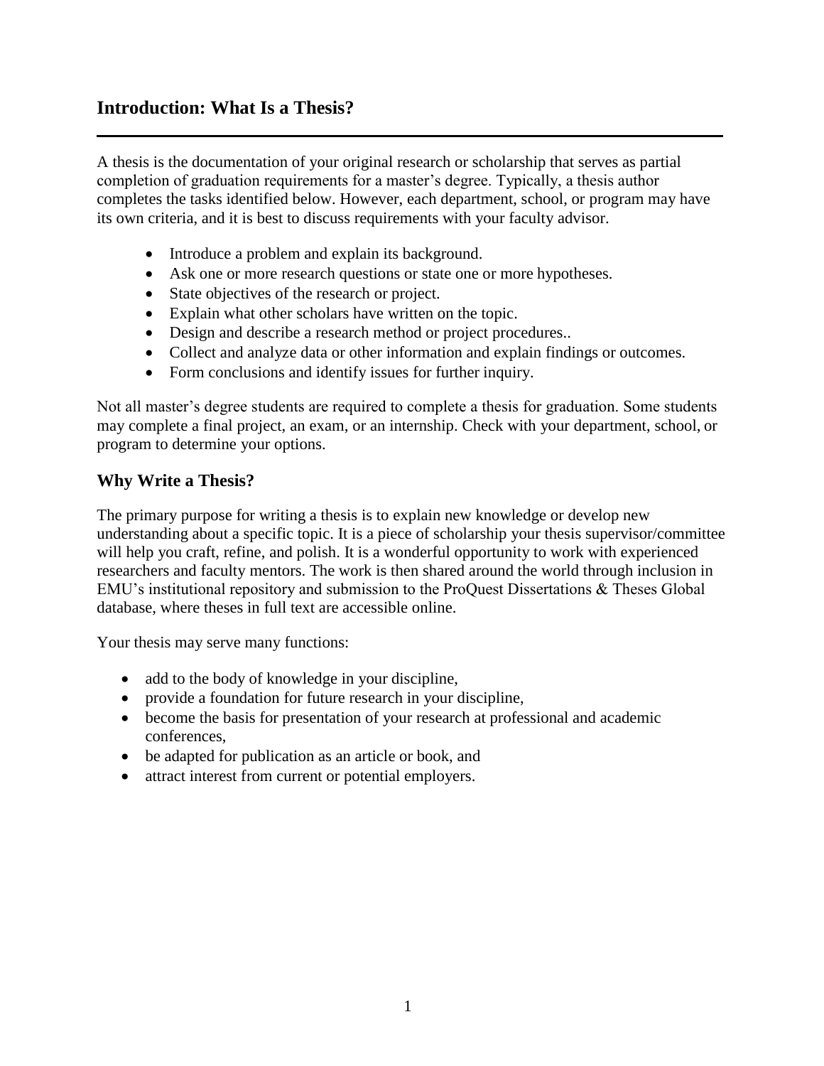## Introduction: What Is a Thesis?

A thesis is the documentation of your original research or scholarship that serves as partial completion of graduation requirements for a master's degree. Typically, a thesis author completes the tasks identified below. However, each department, school, or program may have its own criteria, and it is best to discuss requirements with your faculty advisor.

- Introduce a problem and explain its background.
- Ask one or more research questions or state one or more hypotheses.
- State objectives of the research or project.
- Explain what other scholars have written on the topic.
- Design and describe a research method or project procedures..
- Collect and analyze data or other information and explain findings or outcomes.
- Form conclusions and identify issues for further inquiry.

Not all master's degree students are required to complete a thesis for graduation. Some students may complete a final project, an exam, or an internship. Check with your department, school, or program to determine your options.

### Why Write a Thesis?

The primary purpose for writing a thesis is to explain new knowledge or develop new understanding about a specific topic. It is a piece of scholarship your thesis supervisor/committee will help you craft, refine, and polish. It is a wonderful opportunity to work with experienced researchers and faculty mentors. The work is then shared around the world through inclusion in EMU's institutional repository and submission to the ProQuest Dissertations & Theses Global database, where theses in full text are accessible online.

Your thesis may serve many functions:

- add to the body of knowledge in your discipline,
- provide a foundation for future research in your discipline,
- become the basis for presentation of your research at professional and academic conferences,
- be adapted for publication as an article or book, and
- attract interest from current or potential employers.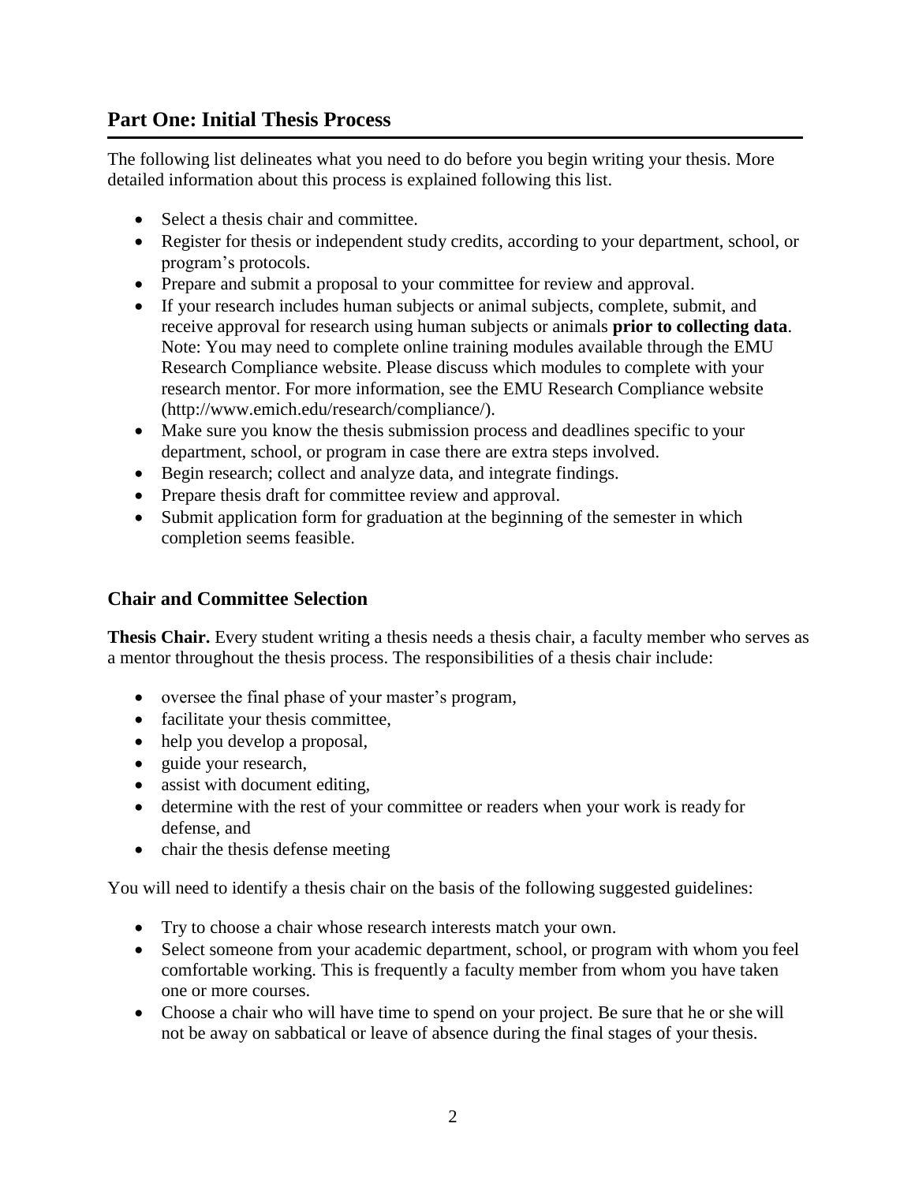## Part One: Initial Thesis Process

The following list delineates what you need to do before you begin writing your thesis. More detailed information about this process is explained following this list.

- Select a thesis chair and committee.
- Register for thesis or independent study credits, according to your department, school, or program's protocols.
- Prepare and submit a proposal to your committee for review and approval.
- If your research includes human subjects or animal subjects, complete, submit, and receive approval for research using human subjects or animals **prior to collecting data**. Note: You may need to complete online training modules available through the EMU Research Compliance website. Please discuss which modules to complete with your research mentor. For more information, see the EMU Research Compliance website (http://www.emich.edu/research/compliance/).
- Make sure you know the thesis submission process and deadlines specific to your department, school, or program in case there are extra steps involved.
- Begin research; collect and analyze data, and integrate findings.
- Prepare thesis draft for committee review and approval.
- Submit application form for graduation at the beginning of the semester in which completion seems feasible.

### Chair and Committee Selection

**Thesis Chair.** Every student writing a thesis needs a thesis chair, a faculty member who serves as a mentor throughout the thesis process. The responsibilities of a thesis chair include:

- oversee the final phase of your master's program,
- facilitate your thesis committee,
- help you develop a proposal,
- guide your research,
- assist with document editing,
- determine with the rest of your committee or readers when your work is ready for defense, and
- chair the thesis defense meeting

You will need to identify a thesis chair on the basis of the following suggested guidelines:

- Try to choose a chair whose research interests match your own.
- Select someone from your academic department, school, or program with whom you feel comfortable working. This is frequently a faculty member from whom you have taken one or more courses.
- Choose a chair who will have time to spend on your project. Be sure that he or she will not be away on sabbatical or leave of absence during the final stages of your thesis.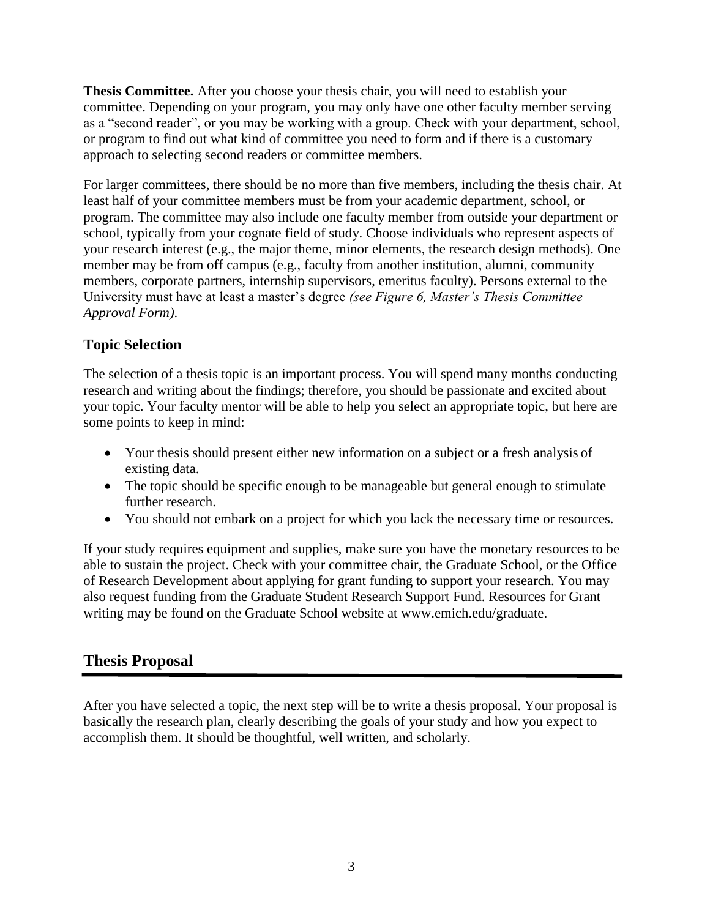**Thesis Committee.** After you choose your thesis chair, you will need to establish your committee. Depending on your program, you may only have one other faculty member serving as a "second reader", or you may be working with a group. Check with your department, school, or program to find out what kind of committee you need to form and if there is a customary approach to selecting second readers or committee members.

For larger committees, there should be no more than five members, including the thesis chair. At least half of your committee members must be from your academic department, school, or program. The committee may also include one faculty member from outside your department or school, typically from your cognate field of study. Choose individuals who represent aspects of your research interest (e.g., the major theme, minor elements, the research design methods). One member may be from off campus (e.g., faculty from another institution, alumni, community members, corporate partners, internship supervisors, emeritus faculty). Persons external to the University must have at least a master's degree *(see Figure 6, Master's Thesis Committee Approval Form).*

### Topic Selection

The selection of a thesis topic is an important process. You will spend many months conducting research and writing about the findings; therefore, you should be passionate and excited about your topic. Your faculty mentor will be able to help you select an appropriate topic, but here are some points to keep in mind:

- Your thesis should present either new information on a subject or a fresh analysis of existing data.
- The topic should be specific enough to be manageable but general enough to stimulate further research.
- You should not embark on a project for which you lack the necessary time or resources.

If your study requires equipment and supplies, make sure you have the monetary resources to be able to sustain the project. Check with your committee chair, the Graduate School, or the Office of Research Development about applying for grant funding to support your research. You may also request funding from the Graduate Student Research Support Fund. Resources for Grant writing may be found on the Graduate School website at www.emich.edu/graduate.

## Thesis Proposal

After you have selected a topic, the next step will be to write a thesis proposal. Your proposal is basically the research plan, clearly describing the goals of your study and how you expect to accomplish them. It should be thoughtful, well written, and scholarly.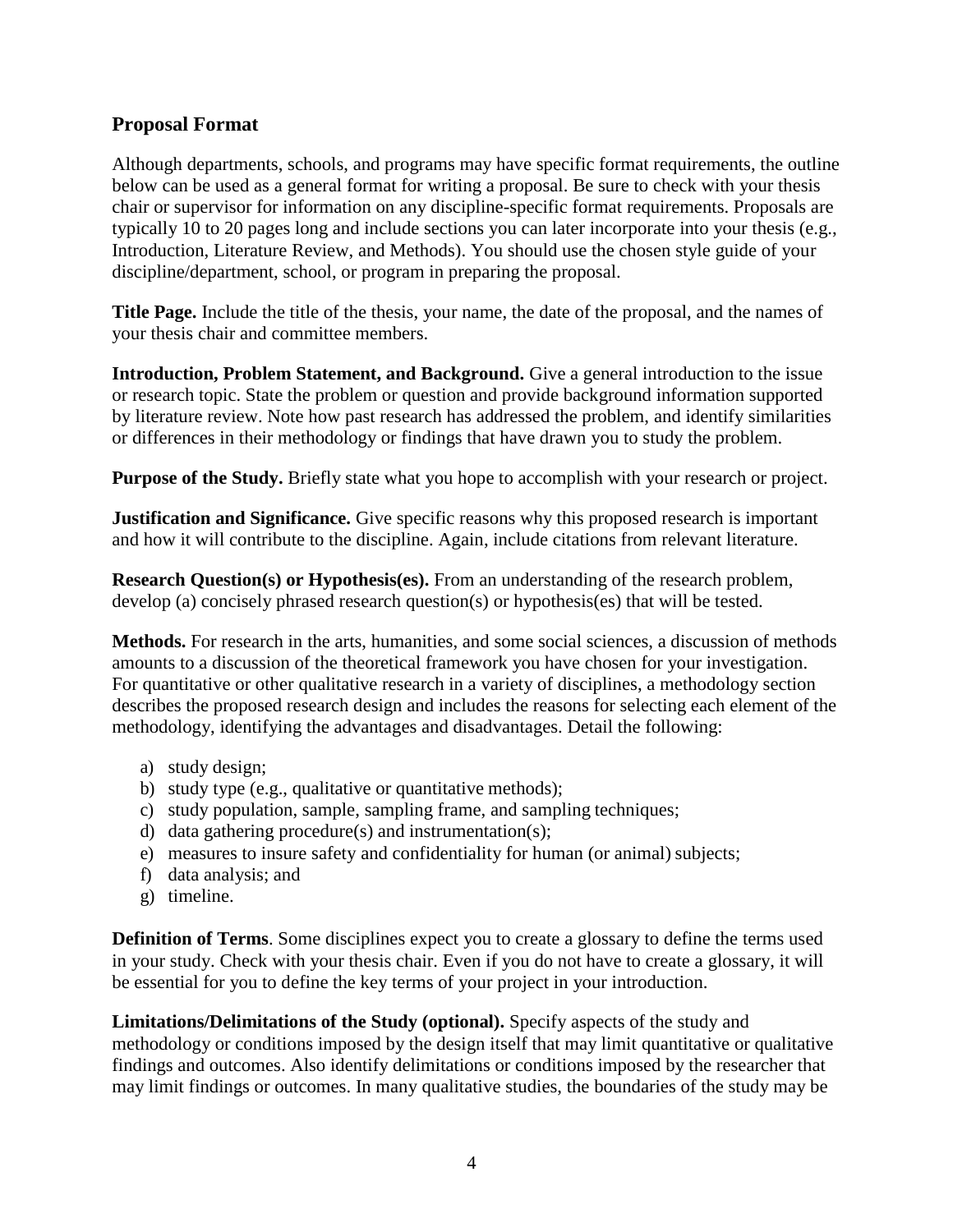## Proposal Format

Although departments, schools, and programs may have specific format requirements, the outline below can be used as a general format for writing a proposal. Be sure to check with your thesis chair or supervisor for information on any discipline-specific format requirements. Proposals are typically 10 to 20 pages long and include sections you can later incorporate into your thesis (e.g., Introduction, Literature Review, and Methods). You should use the chosen style guide of your discipline/department, school, or program in preparing the proposal.

**Title Page.** Include the title of the thesis, your name, the date of the proposal, and the names of your thesis chair and committee members.

**Introduction, Problem Statement, and Background.** Give a general introduction to the issue or research topic. State the problem or question and provide background information supported by literature review. Note how past research has addressed the problem, and identify similarities or differences in their methodology or findings that have drawn you to study the problem.

**Purpose of the Study.** Briefly state what you hope to accomplish with your research or project.

**Justification and Significance.** Give specific reasons why this proposed research is important and how it will contribute to the discipline. Again, include citations from relevant literature.

**Research Question(s) or Hypothesis(es).** From an understanding of the research problem, develop (a) concisely phrased research question(s) or hypothesis(es) that will be tested.

**Methods.** For research in the arts, humanities, and some social sciences, a discussion of methods amounts to a discussion of the theoretical framework you have chosen for your investigation. For quantitative or other qualitative research in a variety of disciplines, a methodology section describes the proposed research design and includes the reasons for selecting each element of the methodology, identifying the advantages and disadvantages. Detail the following:

a) study design;
b) study type (e.g., qualitative or quantitative methods);
c) study population, sample, sampling frame, and sampling techniques;
d) data gathering procedure(s) and instrumentation(s);
e) measures to insure safety and confidentiality for human (or animal) subjects;
f) data analysis; and
g) timeline.

**Definition of Terms**. Some disciplines expect you to create a glossary to define the terms used in your study. Check with your thesis chair. Even if you do not have to create a glossary, it will be essential for you to define the key terms of your project in your introduction.

**Limitations/Delimitations of the Study (optional).** Specify aspects of the study and methodology or conditions imposed by the design itself that may limit quantitative or qualitative findings and outcomes. Also identify delimitations or conditions imposed by the researcher that may limit findings or outcomes. In many qualitative studies, the boundaries of the study may be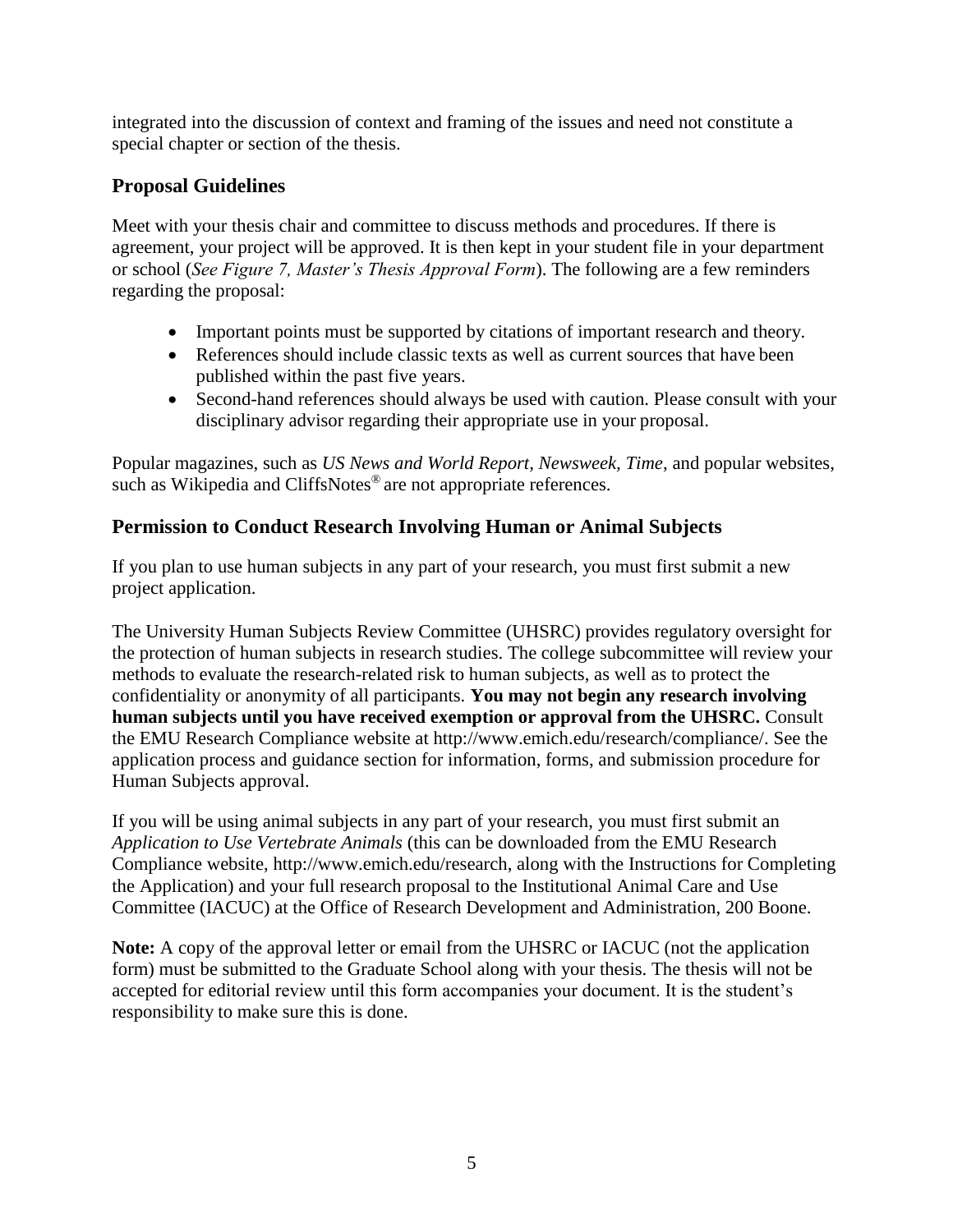integrated into the discussion of context and framing of the issues and need not constitute a special chapter or section of the thesis.

## Proposal Guidelines

Meet with your thesis chair and committee to discuss methods and procedures. If there is agreement, your project will be approved. It is then kept in your student file in your department or school (*See Figure 7, Master's Thesis Approval Form*). The following are a few reminders regarding the proposal:

- Important points must be supported by citations of important research and theory.
- References should include classic texts as well as current sources that have been published within the past five years.
- Second-hand references should always be used with caution. Please consult with your disciplinary advisor regarding their appropriate use in your proposal.

Popular magazines, such as *US News and World Report*, *Newsweek*, *Time*, and popular websites, such as Wikipedia and CliffsNotes® are not appropriate references.

## Permission to Conduct Research Involving Human or Animal Subjects

If you plan to use human subjects in any part of your research, you must first submit a new project application.

The University Human Subjects Review Committee (UHSRC) provides regulatory oversight for the protection of human subjects in research studies. The college subcommittee will review your methods to evaluate the research-related risk to human subjects, as well as to protect the confidentiality or anonymity of all participants. **You may not begin any research involving human subjects until you have received exemption or approval from the UHSRC.** Consult the EMU Research Compliance website at http://www.emich.edu/research/compliance/. See the application process and guidance section for information, forms, and submission procedure for Human Subjects approval.

If you will be using animal subjects in any part of your research, you must first submit an *Application to Use Vertebrate Animals* (this can be downloaded from the EMU Research Compliance website, http://www.emich.edu/research, along with the Instructions for Completing the Application) and your full research proposal to the Institutional Animal Care and Use Committee (IACUC) at the Office of Research Development and Administration, 200 Boone.

**Note:** A copy of the approval letter or email from the UHSRC or IACUC (not the application form) must be submitted to the Graduate School along with your thesis. The thesis will not be accepted for editorial review until this form accompanies your document. It is the student's responsibility to make sure this is done.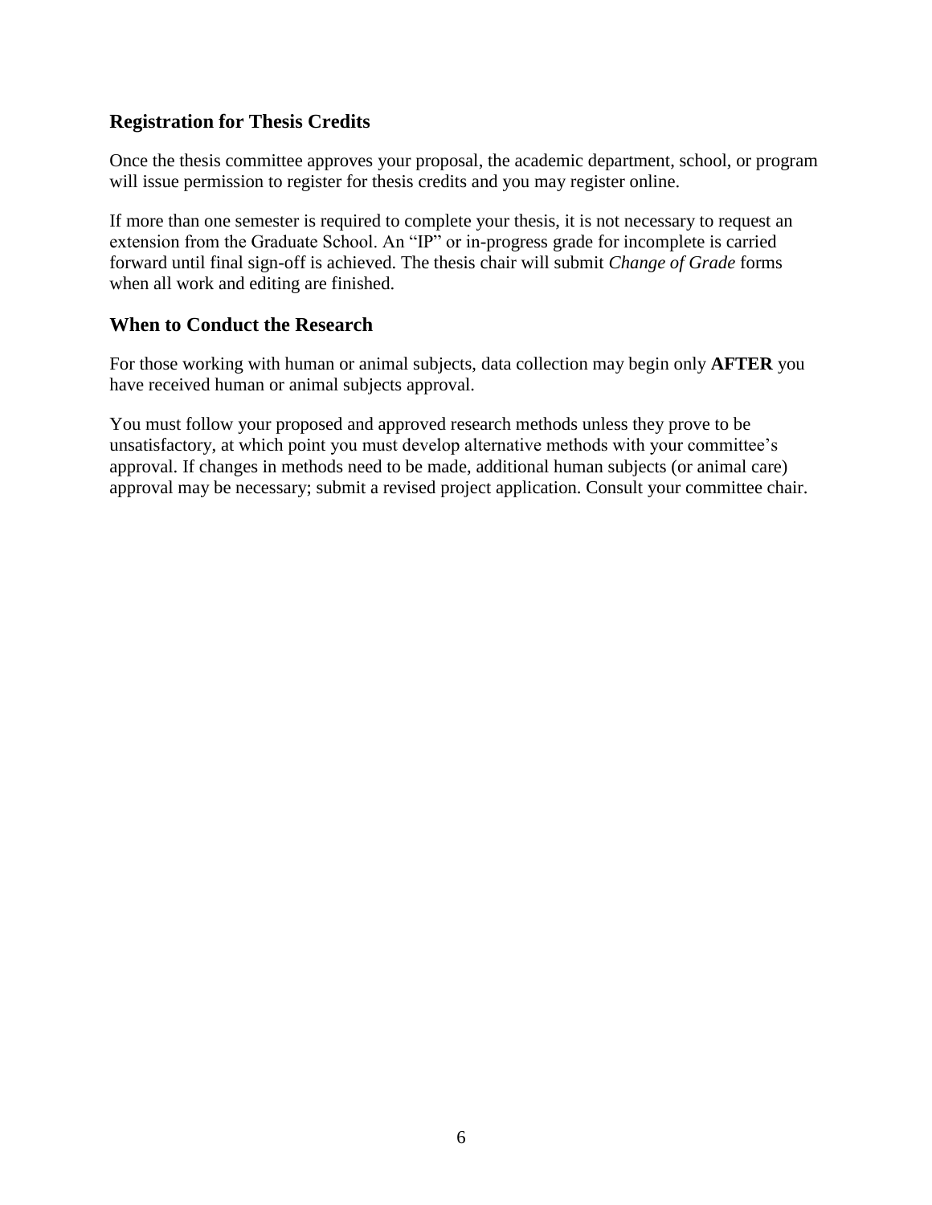## Registration for Thesis Credits

Once the thesis committee approves your proposal, the academic department, school, or program will issue permission to register for thesis credits and you may register online.

If more than one semester is required to complete your thesis, it is not necessary to request an extension from the Graduate School. An "IP" or in-progress grade for incomplete is carried forward until final sign-off is achieved. The thesis chair will submit *Change of Grade* forms when all work and editing are finished.

## When to Conduct the Research

For those working with human or animal subjects, data collection may begin only **AFTER** you have received human or animal subjects approval.

You must follow your proposed and approved research methods unless they prove to be unsatisfactory, at which point you must develop alternative methods with your committee's approval. If changes in methods need to be made, additional human subjects (or animal care) approval may be necessary; submit a revised project application. Consult your committee chair.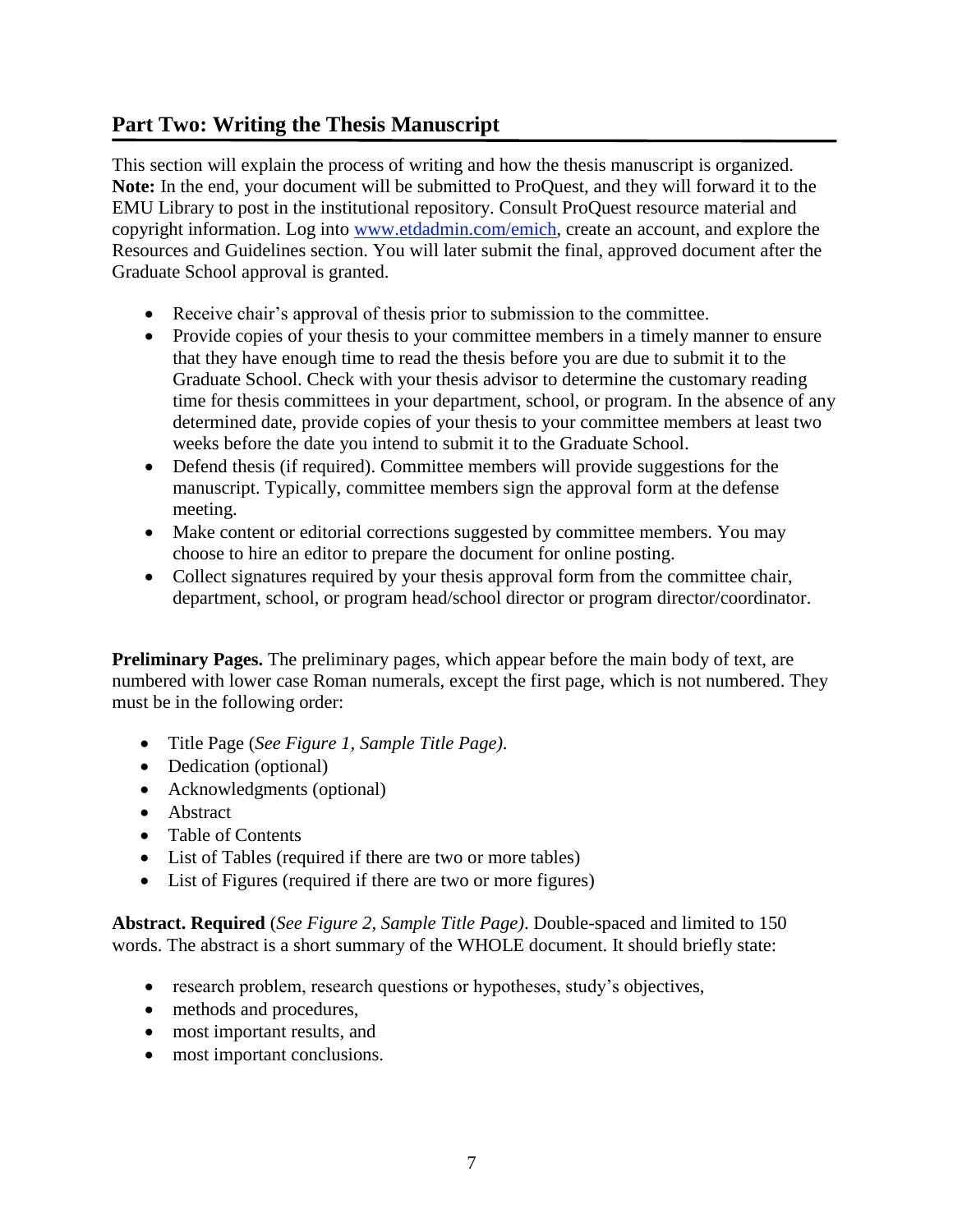## Part Two: Writing the Thesis Manuscript

This section will explain the process of writing and how the thesis manuscript is organized. **Note:** In the end, your document will be submitted to ProQuest, and they will forward it to the EMU Library to post in the institutional repository. Consult ProQuest resource material and copyright information. Log into [www.etdadmin.com/emich](www.etdadmin.com/emich), create an account, and explore the Resources and Guidelines section. You will later submit the final, approved document after the Graduate School approval is granted.

- Receive chair's approval of thesis prior to submission to the committee.
- Provide copies of your thesis to your committee members in a timely manner to ensure that they have enough time to read the thesis before you are due to submit it to the Graduate School. Check with your thesis advisor to determine the customary reading time for thesis committees in your department, school, or program. In the absence of any determined date, provide copies of your thesis to your committee members at least two weeks before the date you intend to submit it to the Graduate School.
- Defend thesis (if required). Committee members will provide suggestions for the manuscript. Typically, committee members sign the approval form at the defense meeting.
- Make content or editorial corrections suggested by committee members. You may choose to hire an editor to prepare the document for online posting.
- Collect signatures required by your thesis approval form from the committee chair, department, school, or program head/school director or program director/coordinator.

**Preliminary Pages.** The preliminary pages, which appear before the main body of text, are numbered with lower case Roman numerals, except the first page, which is not numbered. They must be in the following order:

- Title Page (*See Figure 1, Sample Title Page).*
- Dedication (optional)
- Acknowledgments (optional)
- Abstract
- Table of Contents
- List of Tables (required if there are two or more tables)
- List of Figures (required if there are two or more figures)

**Abstract. Required** (*See Figure 2, Sample Title Page)*. Double-spaced and limited to 150 words. The abstract is a short summary of the WHOLE document. It should briefly state:

- research problem, research questions or hypotheses, study's objectives,
- methods and procedures,
- most important results, and
- most important conclusions.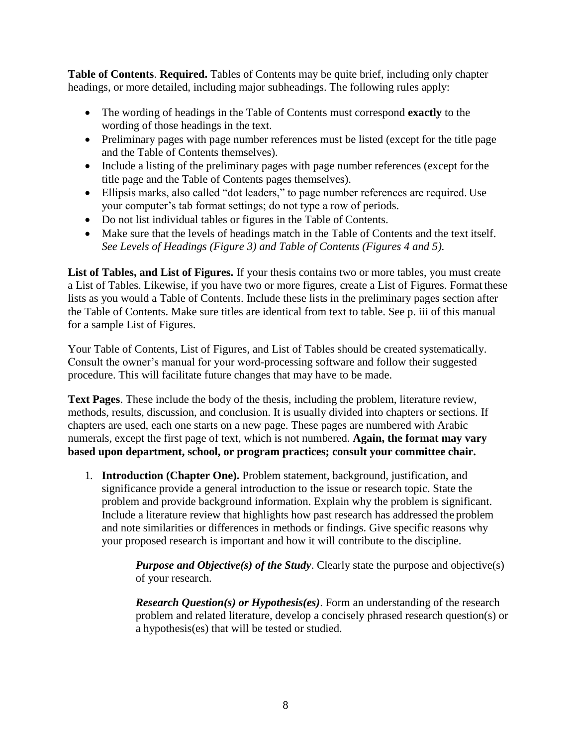**Table of Contents**. **Required.** Tables of Contents may be quite brief, including only chapter headings, or more detailed, including major subheadings. The following rules apply:

- The wording of headings in the Table of Contents must correspond **exactly** to the wording of those headings in the text.
- Preliminary pages with page number references must be listed (except for the title page and the Table of Contents themselves).
- Include a listing of the preliminary pages with page number references (except for the title page and the Table of Contents pages themselves).
- Ellipsis marks, also called "dot leaders," to page number references are required. Use your computer's tab format settings; do not type a row of periods.
- Do not list individual tables or figures in the Table of Contents.
- Make sure that the levels of headings match in the Table of Contents and the text itself. *See Levels of Headings (Figure 3) and Table of Contents (Figures 4 and 5).*

**List of Tables, and List of Figures.** If your thesis contains two or more tables, you must create a List of Tables. Likewise, if you have two or more figures, create a List of Figures. Format these lists as you would a Table of Contents. Include these lists in the preliminary pages section after the Table of Contents. Make sure titles are identical from text to table. See p. iii of this manual for a sample List of Figures.

Your Table of Contents, List of Figures, and List of Tables should be created systematically. Consult the owner's manual for your word-processing software and follow their suggested procedure. This will facilitate future changes that may have to be made.

**Text Pages**. These include the body of the thesis, including the problem, literature review, methods, results, discussion, and conclusion. It is usually divided into chapters or sections. If chapters are used, each one starts on a new page. These pages are numbered with Arabic numerals, except the first page of text, which is not numbered. **Again, the format may vary based upon department, school, or program practices; consult your committee chair.**

1. **Introduction (Chapter One).** Problem statement, background, justification, and significance provide a general introduction to the issue or research topic. State the problem and provide background information. Explain why the problem is significant. Include a literature review that highlights how past research has addressed the problem and note similarities or differences in methods or findings. Give specific reasons why your proposed research is important and how it will contribute to the discipline.

    ***Purpose and Objective(s) of the Study***. Clearly state the purpose and objective(s) of your research.

    ***Research Question(s) or Hypothesis(es)***. Form an understanding of the research problem and related literature, develop a concisely phrased research question(s) or a hypothesis(es) that will be tested or studied.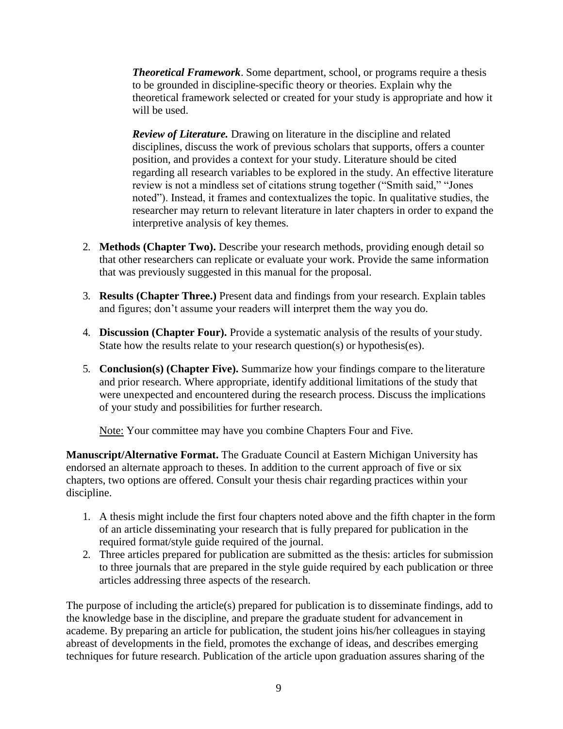*Theoretical Framework*. Some department, school, or programs require a thesis to be grounded in discipline-specific theory or theories. Explain why the theoretical framework selected or created for your study is appropriate and how it will be used.

***Review of Literature.*** Drawing on literature in the discipline and related disciplines, discuss the work of previous scholars that supports, offers a counter position, and provides a context for your study. Literature should be cited regarding all research variables to be explored in the study. An effective literature review is not a mindless set of citations strung together ("Smith said," "Jones noted"). Instead, it frames and contextualizes the topic. In qualitative studies, the researcher may return to relevant literature in later chapters in order to expand the interpretive analysis of key themes.

2. **Methods (Chapter Two).** Describe your research methods, providing enough detail so that other researchers can replicate or evaluate your work. Provide the same information that was previously suggested in this manual for the proposal.

3. **Results (Chapter Three.)** Present data and findings from your research. Explain tables and figures; don't assume your readers will interpret them the way you do.

4. **Discussion (Chapter Four).** Provide a systematic analysis of the results of your study. State how the results relate to your research question(s) or hypothesis(es).

5. **Conclusion(s) (Chapter Five).** Summarize how your findings compare to the literature and prior research. Where appropriate, identify additional limitations of the study that were unexpected and encountered during the research process. Discuss the implications of your study and possibilities for further research.

   Note: Your committee may have you combine Chapters Four and Five.

**Manuscript/Alternative Format.** The Graduate Council at Eastern Michigan University has endorsed an alternate approach to theses. In addition to the current approach of five or six chapters, two options are offered. Consult your thesis chair regarding practices within your discipline.

1. A thesis might include the first four chapters noted above and the fifth chapter in the form of an article disseminating your research that is fully prepared for publication in the required format/style guide required of the journal.
2. Three articles prepared for publication are submitted as the thesis: articles for submission to three journals that are prepared in the style guide required by each publication or three articles addressing three aspects of the research.

The purpose of including the article(s) prepared for publication is to disseminate findings, add to the knowledge base in the discipline, and prepare the graduate student for advancement in academe. By preparing an article for publication, the student joins his/her colleagues in staying abreast of developments in the field, promotes the exchange of ideas, and describes emerging techniques for future research. Publication of the article upon graduation assures sharing of the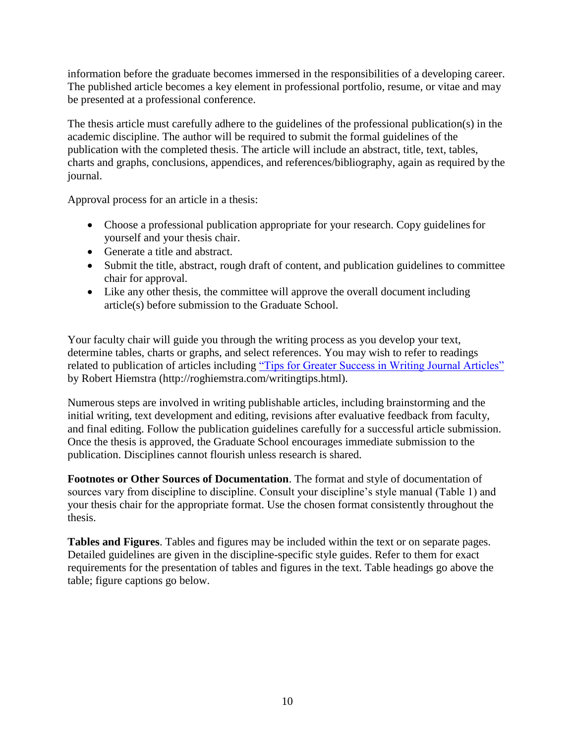information before the graduate becomes immersed in the responsibilities of a developing career. The published article becomes a key element in professional portfolio, resume, or vitae and may be presented at a professional conference.

The thesis article must carefully adhere to the guidelines of the professional publication(s) in the academic discipline. The author will be required to submit the formal guidelines of the publication with the completed thesis. The article will include an abstract, title, text, tables, charts and graphs, conclusions, appendices, and references/bibliography, again as required by the journal.

Approval process for an article in a thesis:

- Choose a professional publication appropriate for your research. Copy guidelines for yourself and your thesis chair.
- Generate a title and abstract.
- Submit the title, abstract, rough draft of content, and publication guidelines to committee chair for approval.
- Like any other thesis, the committee will approve the overall document including article(s) before submission to the Graduate School.

Your faculty chair will guide you through the writing process as you develop your text, determine tables, charts or graphs, and select references. You may wish to refer to readings related to publication of articles including "Tips for Greater Success in Writing Journal Articles" by Robert Hiemstra (http://roghiemstra.com/writingtips.html).

Numerous steps are involved in writing publishable articles, including brainstorming and the initial writing, text development and editing, revisions after evaluative feedback from faculty, and final editing. Follow the publication guidelines carefully for a successful article submission. Once the thesis is approved, the Graduate School encourages immediate submission to the publication. Disciplines cannot flourish unless research is shared.

**Footnotes or Other Sources of Documentation**. The format and style of documentation of sources vary from discipline to discipline. Consult your discipline's style manual (Table 1) and your thesis chair for the appropriate format. Use the chosen format consistently throughout the thesis.

**Tables and Figures**. Tables and figures may be included within the text or on separate pages. Detailed guidelines are given in the discipline-specific style guides. Refer to them for exact requirements for the presentation of tables and figures in the text. Table headings go above the table; figure captions go below.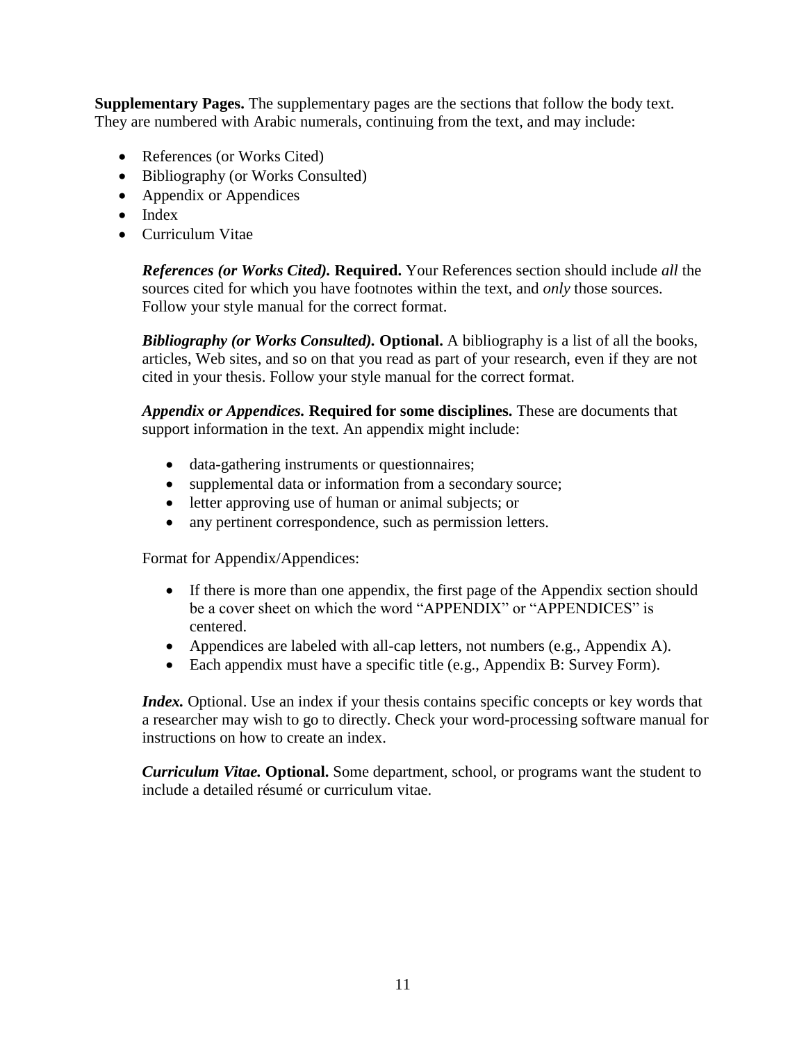**Supplementary Pages.** The supplementary pages are the sections that follow the body text. They are numbered with Arabic numerals, continuing from the text, and may include:

- References (or Works Cited)
- Bibliography (or Works Consulted)
- Appendix or Appendices
- Index
- Curriculum Vitae

***References (or Works Cited).*** **Required.** Your References section should include *all* the sources cited for which you have footnotes within the text, and *only* those sources. Follow your style manual for the correct format.

***Bibliography (or Works Consulted).*** **Optional.** A bibliography is a list of all the books, articles, Web sites, and so on that you read as part of your research, even if they are not cited in your thesis. Follow your style manual for the correct format.

***Appendix or Appendices.*** **Required for some disciplines.** These are documents that support information in the text. An appendix might include:

- data-gathering instruments or questionnaires;
- supplemental data or information from a secondary source;
- letter approving use of human or animal subjects; or
- any pertinent correspondence, such as permission letters.

Format for Appendix/Appendices:

- If there is more than one appendix, the first page of the Appendix section should be a cover sheet on which the word "APPENDIX" or "APPENDICES" is centered.
- Appendices are labeled with all-cap letters, not numbers (e.g., Appendix A).
- Each appendix must have a specific title (e.g., Appendix B: Survey Form).

***Index.*** Optional. Use an index if your thesis contains specific concepts or key words that a researcher may wish to go to directly. Check your word-processing software manual for instructions on how to create an index.

***Curriculum Vitae.*** **Optional.** Some department, school, or programs want the student to include a detailed résumé or curriculum vitae.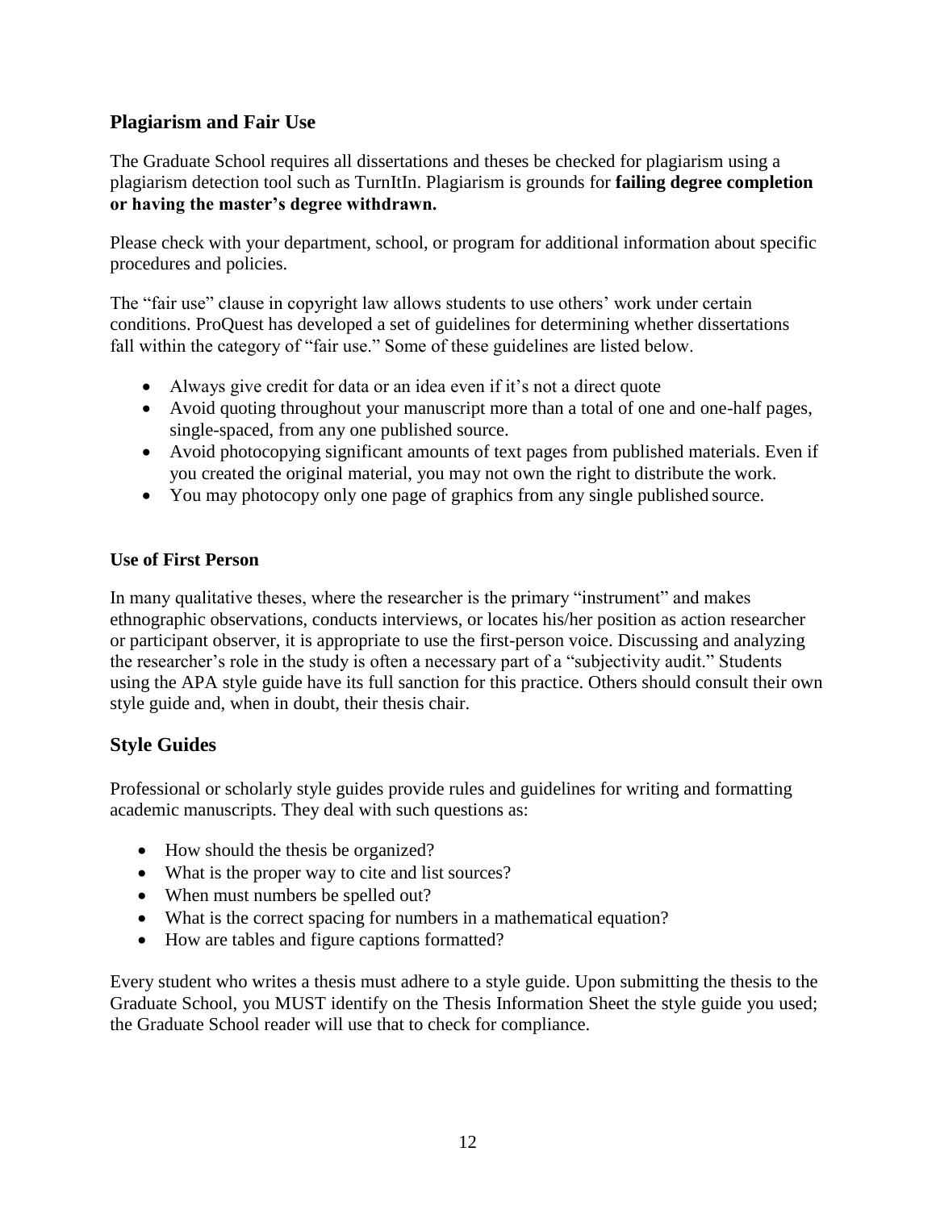## Plagiarism and Fair Use

The Graduate School requires all dissertations and theses be checked for plagiarism using a plagiarism detection tool such as TurnItIn. Plagiarism is grounds for **failing degree completion or having the master's degree withdrawn.**

Please check with your department, school, or program for additional information about specific procedures and policies.

The "fair use" clause in copyright law allows students to use others' work under certain conditions. ProQuest has developed a set of guidelines for determining whether dissertations fall within the category of "fair use." Some of these guidelines are listed below.

- Always give credit for data or an idea even if it's not a direct quote
- Avoid quoting throughout your manuscript more than a total of one and one-half pages, single-spaced, from any one published source.
- Avoid photocopying significant amounts of text pages from published materials. Even if you created the original material, you may not own the right to distribute the work.
- You may photocopy only one page of graphics from any single published source.

### Use of First Person

In many qualitative theses, where the researcher is the primary "instrument" and makes ethnographic observations, conducts interviews, or locates his/her position as action researcher or participant observer, it is appropriate to use the first-person voice. Discussing and analyzing the researcher's role in the study is often a necessary part of a "subjectivity audit." Students using the APA style guide have its full sanction for this practice. Others should consult their own style guide and, when in doubt, their thesis chair.

## Style Guides

Professional or scholarly style guides provide rules and guidelines for writing and formatting academic manuscripts. They deal with such questions as:

- How should the thesis be organized?
- What is the proper way to cite and list sources?
- When must numbers be spelled out?
- What is the correct spacing for numbers in a mathematical equation?
- How are tables and figure captions formatted?

Every student who writes a thesis must adhere to a style guide. Upon submitting the thesis to the Graduate School, you MUST identify on the Thesis Information Sheet the style guide you used; the Graduate School reader will use that to check for compliance.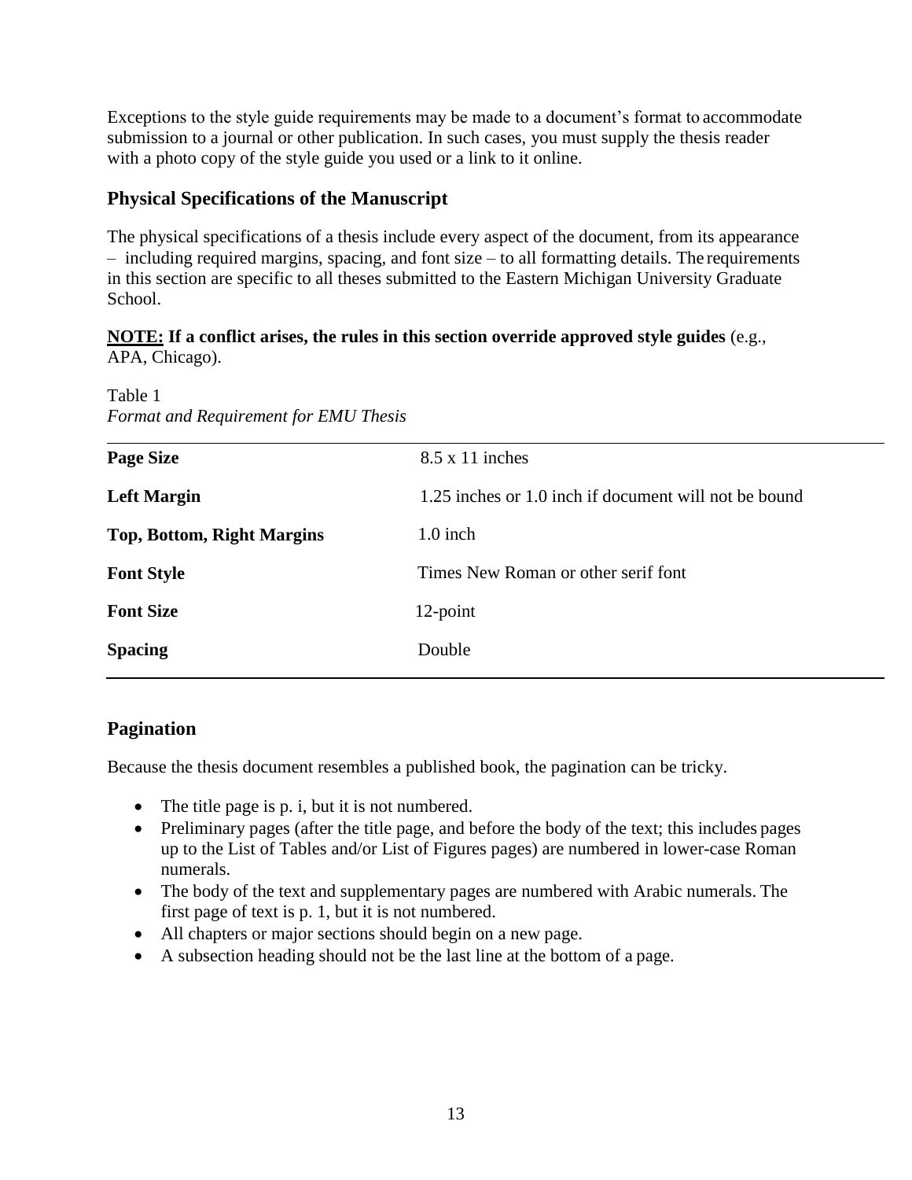Exceptions to the style guide requirements may be made to a document's format to accommodate submission to a journal or other publication. In such cases, you must supply the thesis reader with a photo copy of the style guide you used or a link to it online.

## Physical Specifications of the Manuscript

The physical specifications of a thesis include every aspect of the document, from its appearance – including required margins, spacing, and font size – to all formatting details. The requirements in this section are specific to all theses submitted to the Eastern Michigan University Graduate School.

**NOTE: If a conflict arises, the rules in this section override approved style guides** (e.g., APA, Chicago).

Table 1
*Format and Requirement for EMU Thesis*

| | |
|---|---|
| **Page Size** | 8.5 x 11 inches |
| **Left Margin** | 1.25 inches or 1.0 inch if document will not be bound |
| **Top, Bottom, Right Margins** | 1.0 inch |
| **Font Style** | Times New Roman or other serif font |
| **Font Size** | 12-point |
| **Spacing** | Double |

## Pagination

Because the thesis document resembles a published book, the pagination can be tricky.

- The title page is p. i, but it is not numbered.
- Preliminary pages (after the title page, and before the body of the text; this includes pages up to the List of Tables and/or List of Figures pages) are numbered in lower-case Roman numerals.
- The body of the text and supplementary pages are numbered with Arabic numerals. The first page of text is p. 1, but it is not numbered.
- All chapters or major sections should begin on a new page.
- A subsection heading should not be the last line at the bottom of a page.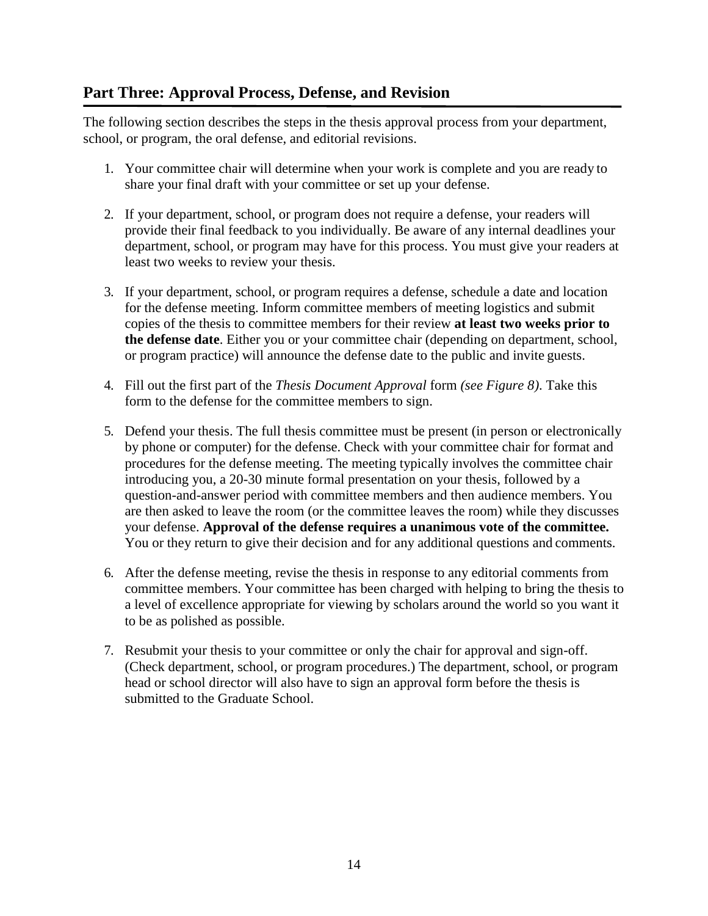## Part Three: Approval Process, Defense, and Revision

The following section describes the steps in the thesis approval process from your department, school, or program, the oral defense, and editorial revisions.

1. Your committee chair will determine when your work is complete and you are ready to share your final draft with your committee or set up your defense.

2. If your department, school, or program does not require a defense, your readers will provide their final feedback to you individually. Be aware of any internal deadlines your department, school, or program may have for this process. You must give your readers at least two weeks to review your thesis.

3. If your department, school, or program requires a defense, schedule a date and location for the defense meeting. Inform committee members of meeting logistics and submit copies of the thesis to committee members for their review **at least two weeks prior to the defense date**. Either you or your committee chair (depending on department, school, or program practice) will announce the defense date to the public and invite guests.

4. Fill out the first part of the *Thesis Document Approval* form *(see Figure 8)*. Take this form to the defense for the committee members to sign.

5. Defend your thesis. The full thesis committee must be present (in person or electronically by phone or computer) for the defense. Check with your committee chair for format and procedures for the defense meeting. The meeting typically involves the committee chair introducing you, a 20-30 minute formal presentation on your thesis, followed by a question-and-answer period with committee members and then audience members. You are then asked to leave the room (or the committee leaves the room) while they discusses your defense. **Approval of the defense requires a unanimous vote of the committee.** You or they return to give their decision and for any additional questions and comments.

6. After the defense meeting, revise the thesis in response to any editorial comments from committee members. Your committee has been charged with helping to bring the thesis to a level of excellence appropriate for viewing by scholars around the world so you want it to be as polished as possible.

7. Resubmit your thesis to your committee or only the chair for approval and sign-off. (Check department, school, or program procedures.) The department, school, or program head or school director will also have to sign an approval form before the thesis is submitted to the Graduate School.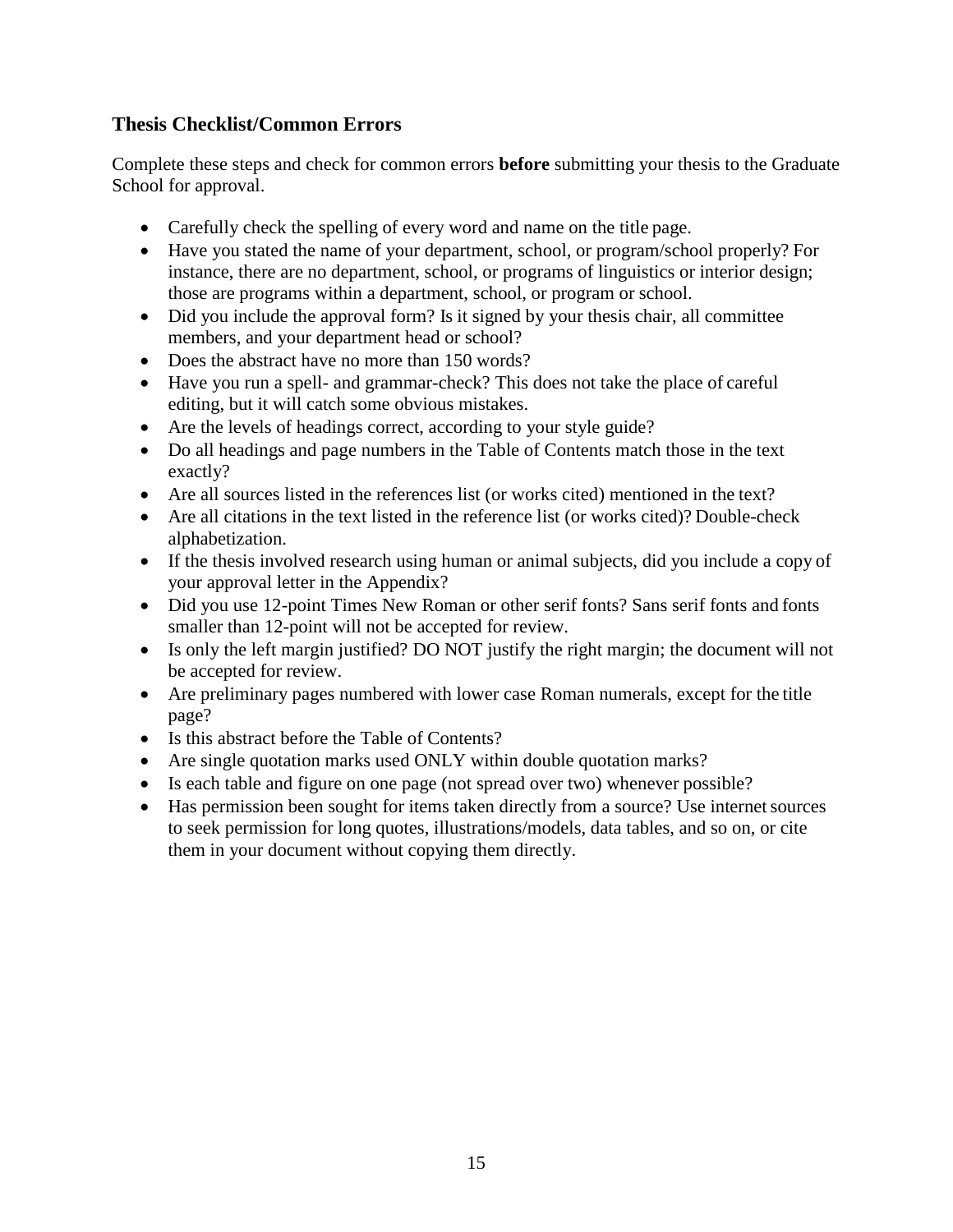## Thesis Checklist/Common Errors

Complete these steps and check for common errors **before** submitting your thesis to the Graduate School for approval.

- Carefully check the spelling of every word and name on the title page.
- Have you stated the name of your department, school, or program/school properly? For instance, there are no department, school, or programs of linguistics or interior design; those are programs within a department, school, or program or school.
- Did you include the approval form? Is it signed by your thesis chair, all committee members, and your department head or school?
- Does the abstract have no more than 150 words?
- Have you run a spell- and grammar-check? This does not take the place of careful editing, but it will catch some obvious mistakes.
- Are the levels of headings correct, according to your style guide?
- Do all headings and page numbers in the Table of Contents match those in the text exactly?
- Are all sources listed in the references list (or works cited) mentioned in the text?
- Are all citations in the text listed in the reference list (or works cited)? Double-check alphabetization.
- If the thesis involved research using human or animal subjects, did you include a copy of your approval letter in the Appendix?
- Did you use 12-point Times New Roman or other serif fonts? Sans serif fonts and fonts smaller than 12-point will not be accepted for review.
- Is only the left margin justified? DO NOT justify the right margin; the document will not be accepted for review.
- Are preliminary pages numbered with lower case Roman numerals, except for the title page?
- Is this abstract before the Table of Contents?
- Are single quotation marks used ONLY within double quotation marks?
- Is each table and figure on one page (not spread over two) whenever possible?
- Has permission been sought for items taken directly from a source? Use internet sources to seek permission for long quotes, illustrations/models, data tables, and so on, or cite them in your document without copying them directly.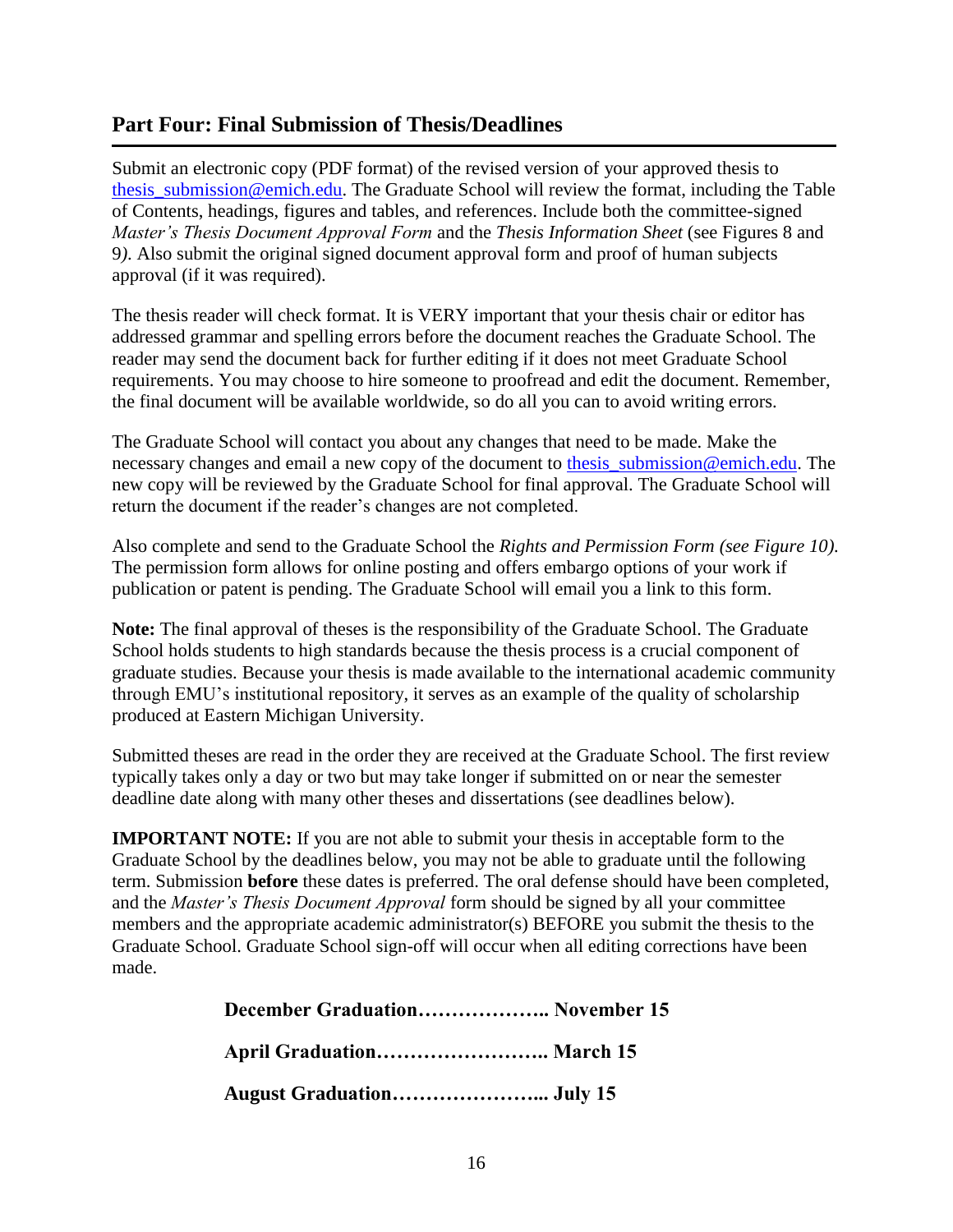## Part Four: Final Submission of Thesis/Deadlines

Submit an electronic copy (PDF format) of the revised version of your approved thesis to thesis_submission@emich.edu. The Graduate School will review the format, including the Table of Contents, headings, figures and tables, and references. Include both the committee-signed *Master's Thesis Document Approval Form* and the *Thesis Information Sheet* (see Figures 8 and 9*).* Also submit the original signed document approval form and proof of human subjects approval (if it was required).

The thesis reader will check format. It is VERY important that your thesis chair or editor has addressed grammar and spelling errors before the document reaches the Graduate School. The reader may send the document back for further editing if it does not meet Graduate School requirements. You may choose to hire someone to proofread and edit the document. Remember, the final document will be available worldwide, so do all you can to avoid writing errors.

The Graduate School will contact you about any changes that need to be made. Make the necessary changes and email a new copy of the document to thesis_submission@emich.edu. The new copy will be reviewed by the Graduate School for final approval. The Graduate School will return the document if the reader's changes are not completed.

Also complete and send to the Graduate School the *Rights and Permission Form (see Figure 10).* The permission form allows for online posting and offers embargo options of your work if publication or patent is pending. The Graduate School will email you a link to this form.

**Note:** The final approval of theses is the responsibility of the Graduate School. The Graduate School holds students to high standards because the thesis process is a crucial component of graduate studies. Because your thesis is made available to the international academic community through EMU's institutional repository, it serves as an example of the quality of scholarship produced at Eastern Michigan University.

Submitted theses are read in the order they are received at the Graduate School. The first review typically takes only a day or two but may take longer if submitted on or near the semester deadline date along with many other theses and dissertations (see deadlines below).

**IMPORTANT NOTE:** If you are not able to submit your thesis in acceptable form to the Graduate School by the deadlines below, you may not be able to graduate until the following term. Submission **before** these dates is preferred. The oral defense should have been completed, and the *Master's Thesis Document Approval* form should be signed by all your committee members and the appropriate academic administrator(s) BEFORE you submit the thesis to the Graduate School. Graduate School sign-off will occur when all editing corrections have been made.

**December Graduation……………….. November 15**

**April Graduation…………………….. March 15**

**August Graduation…………………... July 15**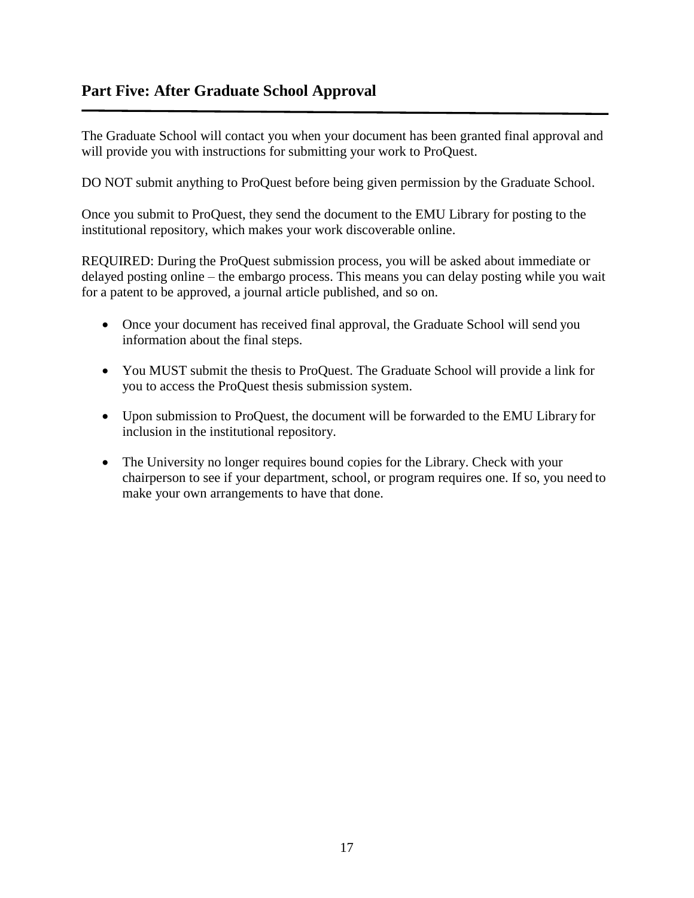## Part Five: After Graduate School Approval

The Graduate School will contact you when your document has been granted final approval and will provide you with instructions for submitting your work to ProQuest.

DO NOT submit anything to ProQuest before being given permission by the Graduate School.

Once you submit to ProQuest, they send the document to the EMU Library for posting to the institutional repository, which makes your work discoverable online.

REQUIRED: During the ProQuest submission process, you will be asked about immediate or delayed posting online – the embargo process. This means you can delay posting while you wait for a patent to be approved, a journal article published, and so on.

- Once your document has received final approval, the Graduate School will send you information about the final steps.
- You MUST submit the thesis to ProQuest. The Graduate School will provide a link for you to access the ProQuest thesis submission system.
- Upon submission to ProQuest, the document will be forwarded to the EMU Library for inclusion in the institutional repository.
- The University no longer requires bound copies for the Library. Check with your chairperson to see if your department, school, or program requires one. If so, you need to make your own arrangements to have that done.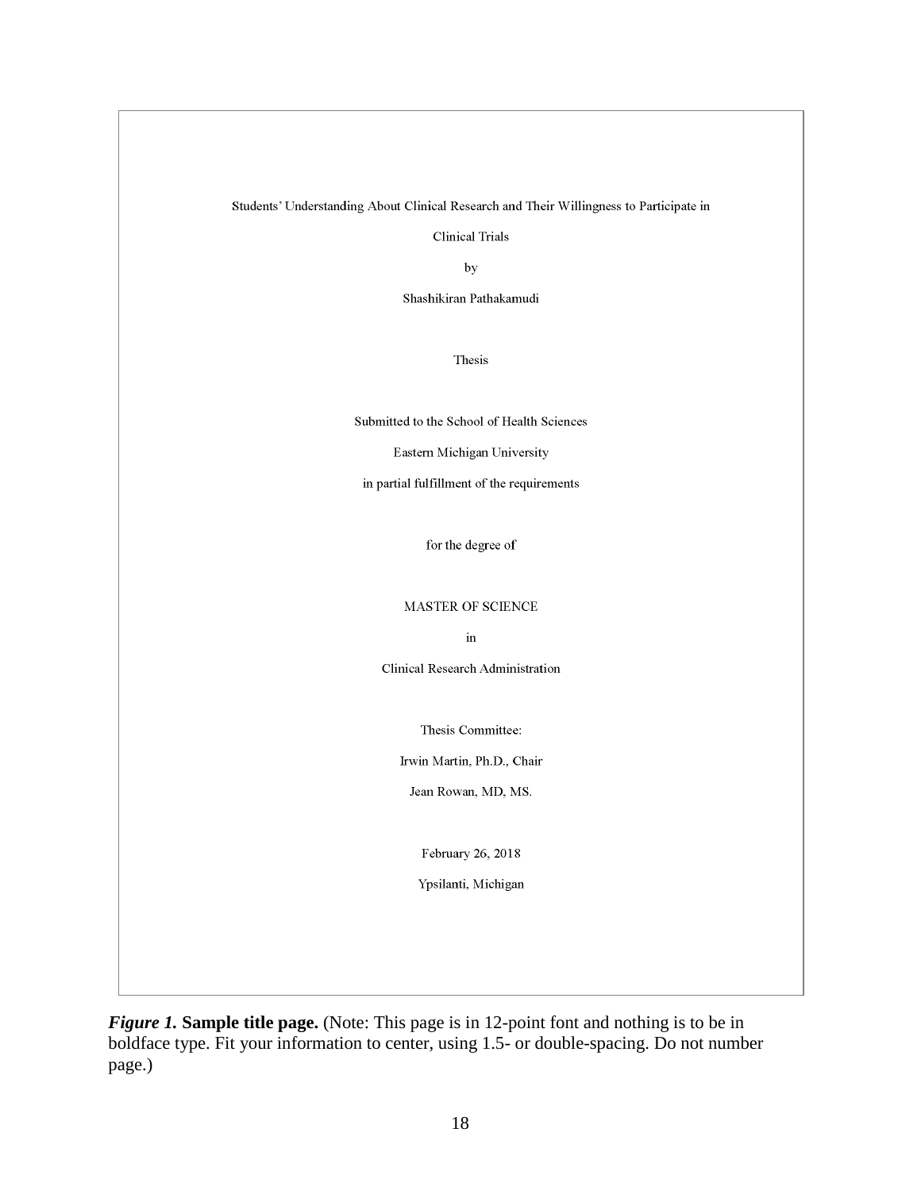Students' Understanding About Clinical Research and Their Willingness to Participate in

Clinical Trials

by

Shashikiran Pathakamudi

Thesis

Submitted to the School of Health Sciences

Eastern Michigan University

in partial fulfillment of the requirements

for the degree of

MASTER OF SCIENCE

in

Clinical Research Administration

Thesis Committee:

Irwin Martin, Ph.D., Chair

Jean Rowan, MD, MS.

February 26, 2018

Ypsilanti, Michigan

***Figure 1.*** **Sample title page.** (Note: This page is in 12-point font and nothing is to be in boldface type. Fit your information to center, using 1.5- or double-spacing. Do not number page.)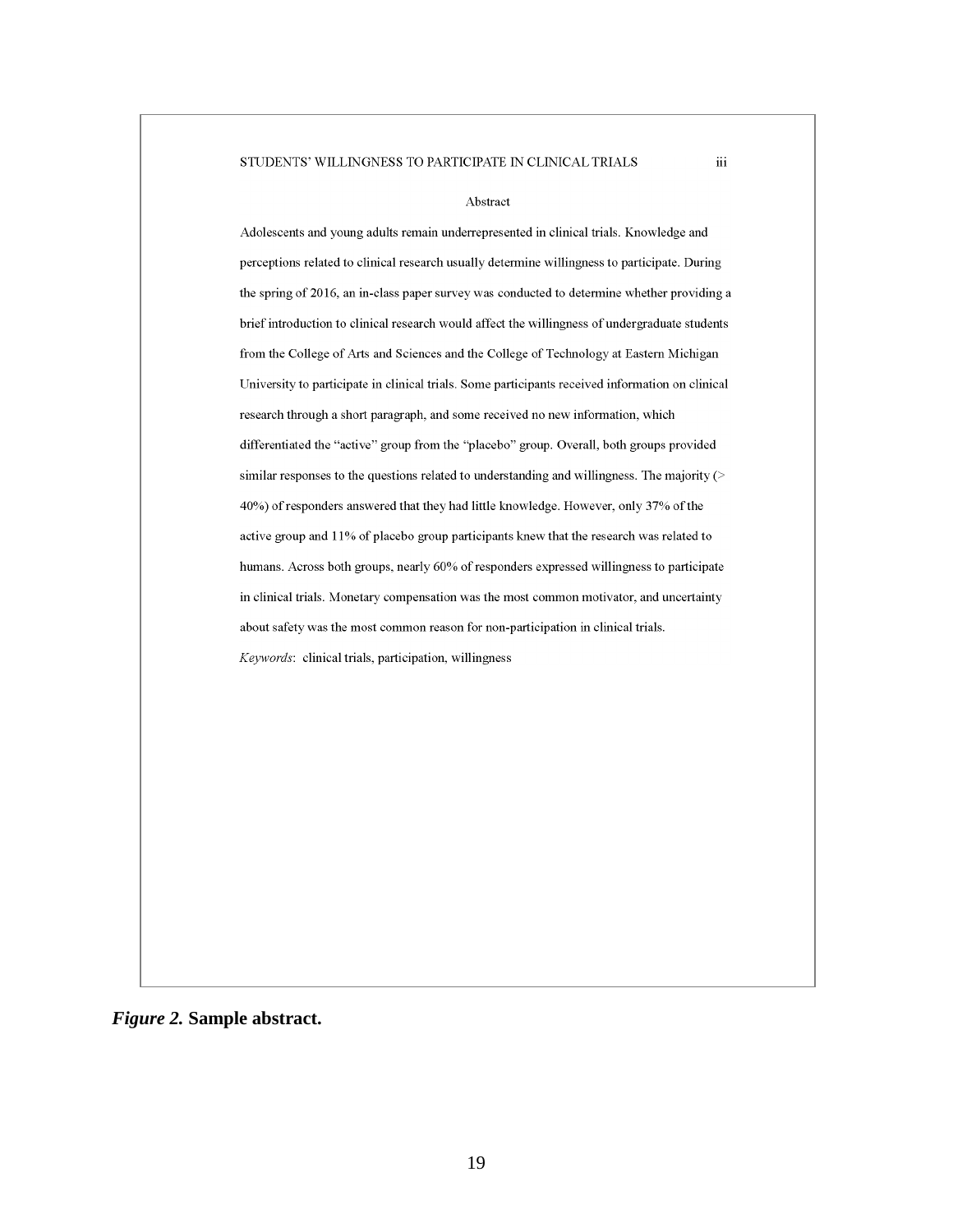STUDENTS' WILLINGNESS TO PARTICIPATE IN CLINICAL TRIALS iii

Abstract

Adolescents and young adults remain underrepresented in clinical trials. Knowledge and perceptions related to clinical research usually determine willingness to participate. During the spring of 2016, an in-class paper survey was conducted to determine whether providing a brief introduction to clinical research would affect the willingness of undergraduate students from the College of Arts and Sciences and the College of Technology at Eastern Michigan University to participate in clinical trials. Some participants received information on clinical research through a short paragraph, and some received no new information, which differentiated the "active" group from the "placebo" group. Overall, both groups provided similar responses to the questions related to understanding and willingness. The majority (> 40%) of responders answered that they had little knowledge. However, only 37% of the active group and 11% of placebo group participants knew that the research was related to humans. Across both groups, nearly 60% of responders expressed willingness to participate in clinical trials. Monetary compensation was the most common motivator, and uncertainty about safety was the most common reason for non-participation in clinical trials.

*Keywords*: clinical trials, participation, willingness

***Figure 2.*** **Sample abstract.**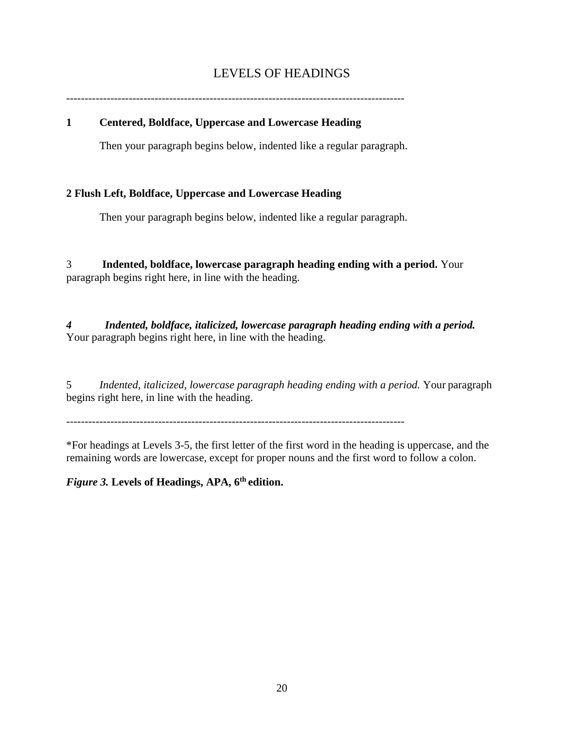# LEVELS OF HEADINGS

-----------------------------------------------------------------------------------------

**1 Centered, Boldface, Uppercase and Lowercase Heading**

Then your paragraph begins below, indented like a regular paragraph.

**2 Flush Left, Boldface, Uppercase and Lowercase Heading**

Then your paragraph begins below, indented like a regular paragraph.

3 **Indented, boldface, lowercase paragraph heading ending with a period.** Your paragraph begins right here, in line with the heading.

***4 Indented, boldface, italicized, lowercase paragraph heading ending with a period.*** Your paragraph begins right here, in line with the heading.

5 *Indented, italicized, lowercase paragraph heading ending with a period.* Your paragraph begins right here, in line with the heading.

-----------------------------------------------------------------------------------------

*For headings at Levels 3-5, the first letter of the first word in the heading is uppercase, and the remaining words are lowercase, except for proper nouns and the first word to follow a colon.

***Figure 3.*** **Levels of Headings, APA, 6th edition.**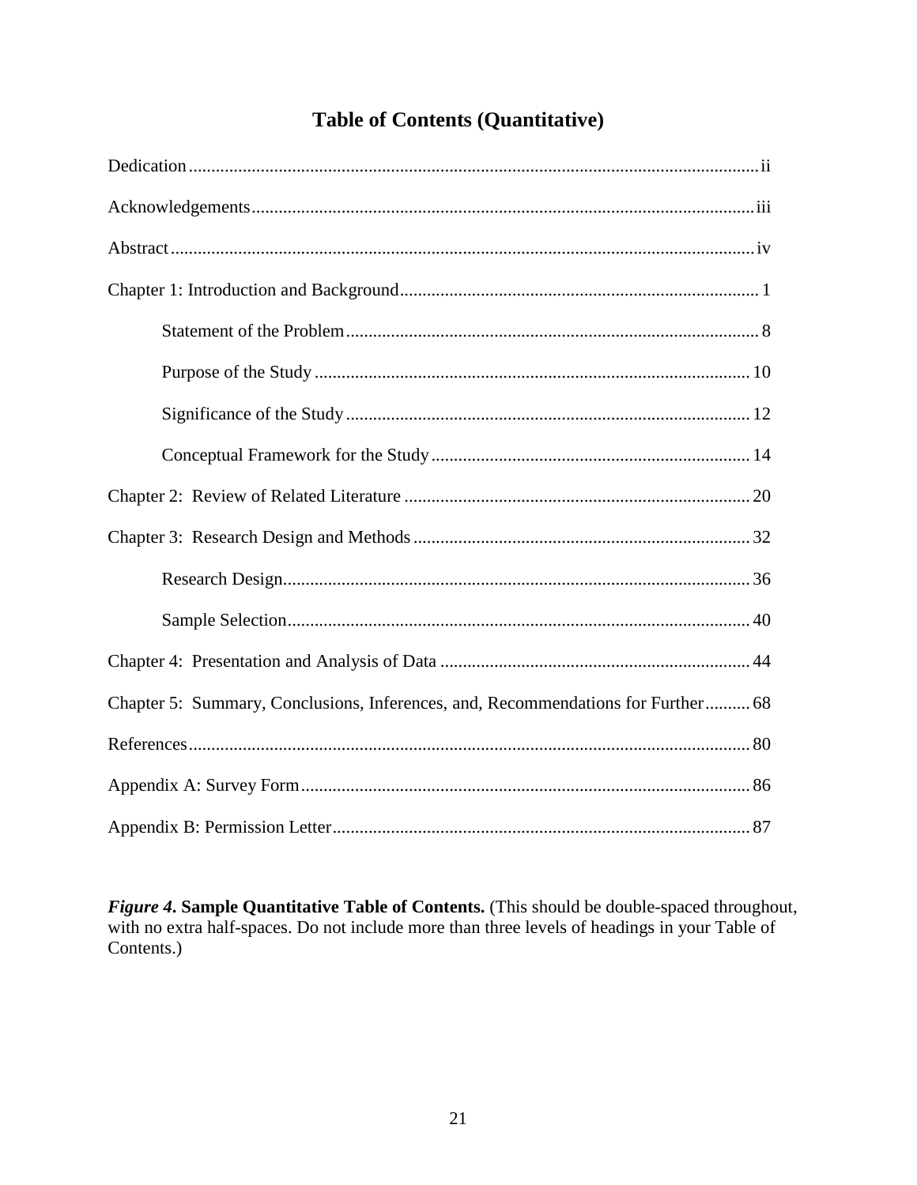# Table of Contents (Quantitative)

Dedication .......... ii

Acknowledgements .......... iii

Abstract .......... iv

Chapter 1: Introduction and Background .......... 1

 Statement of the Problem .......... 8

 Purpose of the Study .......... 10

 Significance of the Study .......... 12

 Conceptual Framework for the Study .......... 14

Chapter 2: Review of Related Literature .......... 20

Chapter 3: Research Design and Methods .......... 32

 Research Design .......... 36

 Sample Selection .......... 40

Chapter 4: Presentation and Analysis of Data .......... 44

Chapter 5: Summary, Conclusions, Inferences, and, Recommendations for Further .......... 68

References .......... 80

Appendix A: Survey Form .......... 86

Appendix B: Permission Letter .......... 87

***Figure 4*. Sample Quantitative Table of Contents.** (This should be double-spaced throughout, with no extra half-spaces. Do not include more than three levels of headings in your Table of Contents.)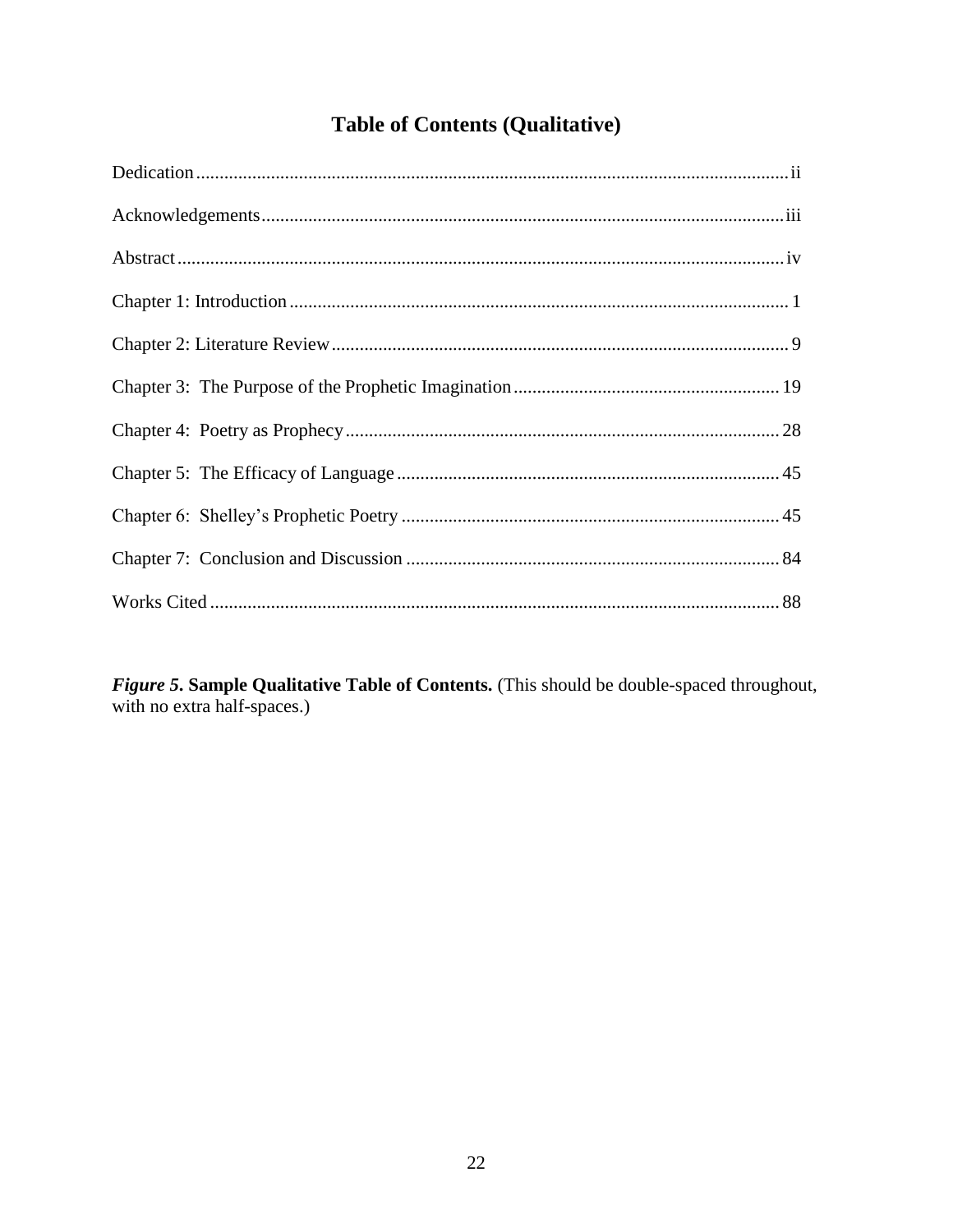# Table of Contents (Qualitative)

| | |
|---|---|
| Dedication | ii |
| Acknowledgements | iii |
| Abstract | iv |
| Chapter 1: Introduction | 1 |
| Chapter 2: Literature Review | 9 |
| Chapter 3: The Purpose of the Prophetic Imagination | 19 |
| Chapter 4: Poetry as Prophecy | 28 |
| Chapter 5: The Efficacy of Language | 45 |
| Chapter 6: Shelley's Prophetic Poetry | 45 |
| Chapter 7: Conclusion and Discussion | 84 |
| Works Cited | 88 |

***Figure 5*. Sample Qualitative Table of Contents.** (This should be double-spaced throughout, with no extra half-spaces.)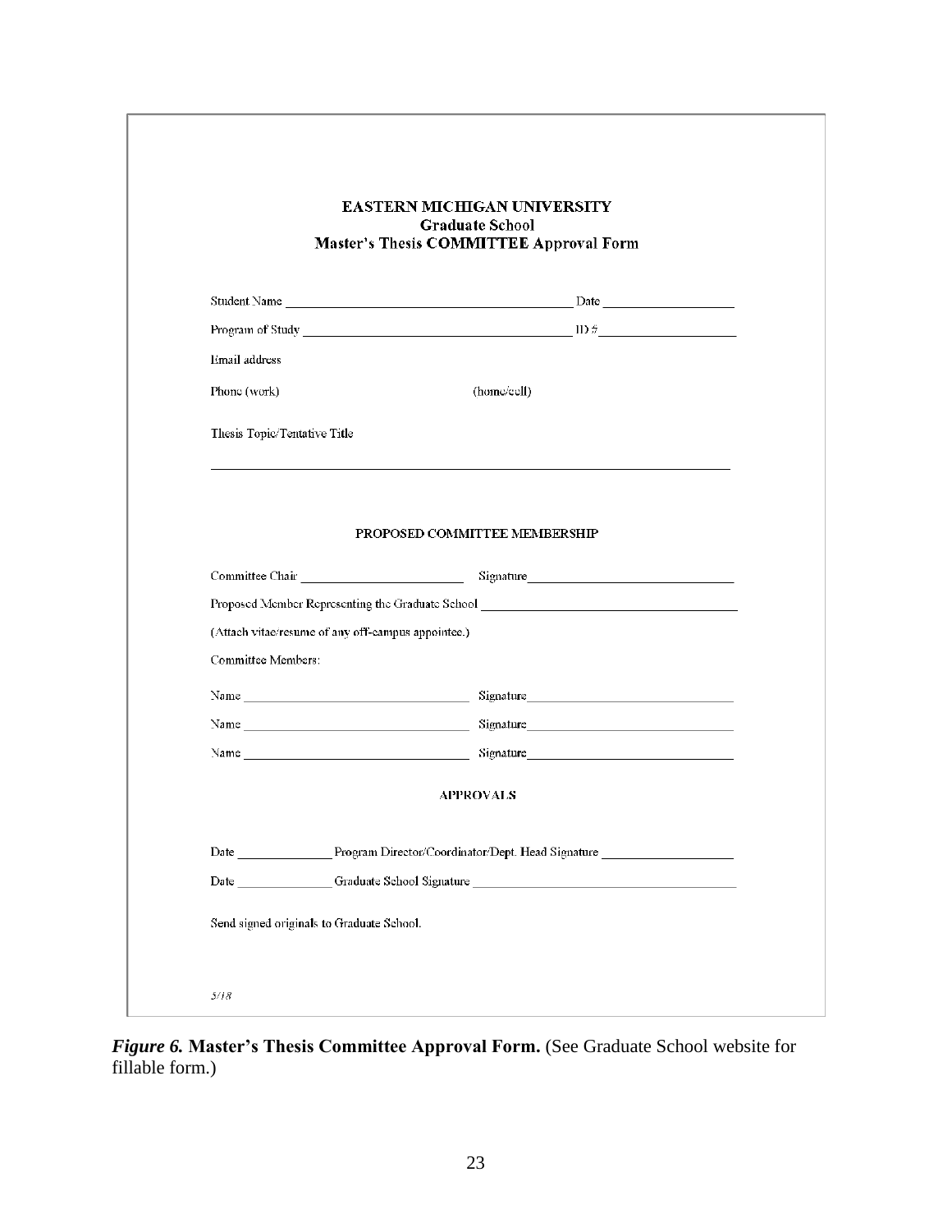**EASTERN MICHIGAN UNIVERSITY**
**Graduate School**
**Master's Thesis COMMITTEE Approval Form**

Student Name ________________________________________ Date ____________________

Program of Study ______________________________________ ID # ____________________

Email address

Phone (work)                                        (home/cell)

Thesis Topic/Tentative Title

______________________________________________________________________________

**PROPOSED COMMITTEE MEMBERSHIP**

Committee Chair ________________________ Signature ______________________________

Proposed Member Representing the Graduate School ____________________________________

(Attach vitae/resume of any off-campus appointee.)

Committee Members:

Name ________________________________ Signature ______________________________

Name ________________________________ Signature ______________________________

Name ________________________________ Signature ______________________________

**APPROVALS**

Date ______________ Program Director/Coordinator/Dept. Head Signature ____________________

Date ______________ Graduate School Signature ______________________________________

Send signed originals to Graduate School.

5/18

***Figure 6.*** **Master's Thesis Committee Approval Form.** (See Graduate School website for fillable form.)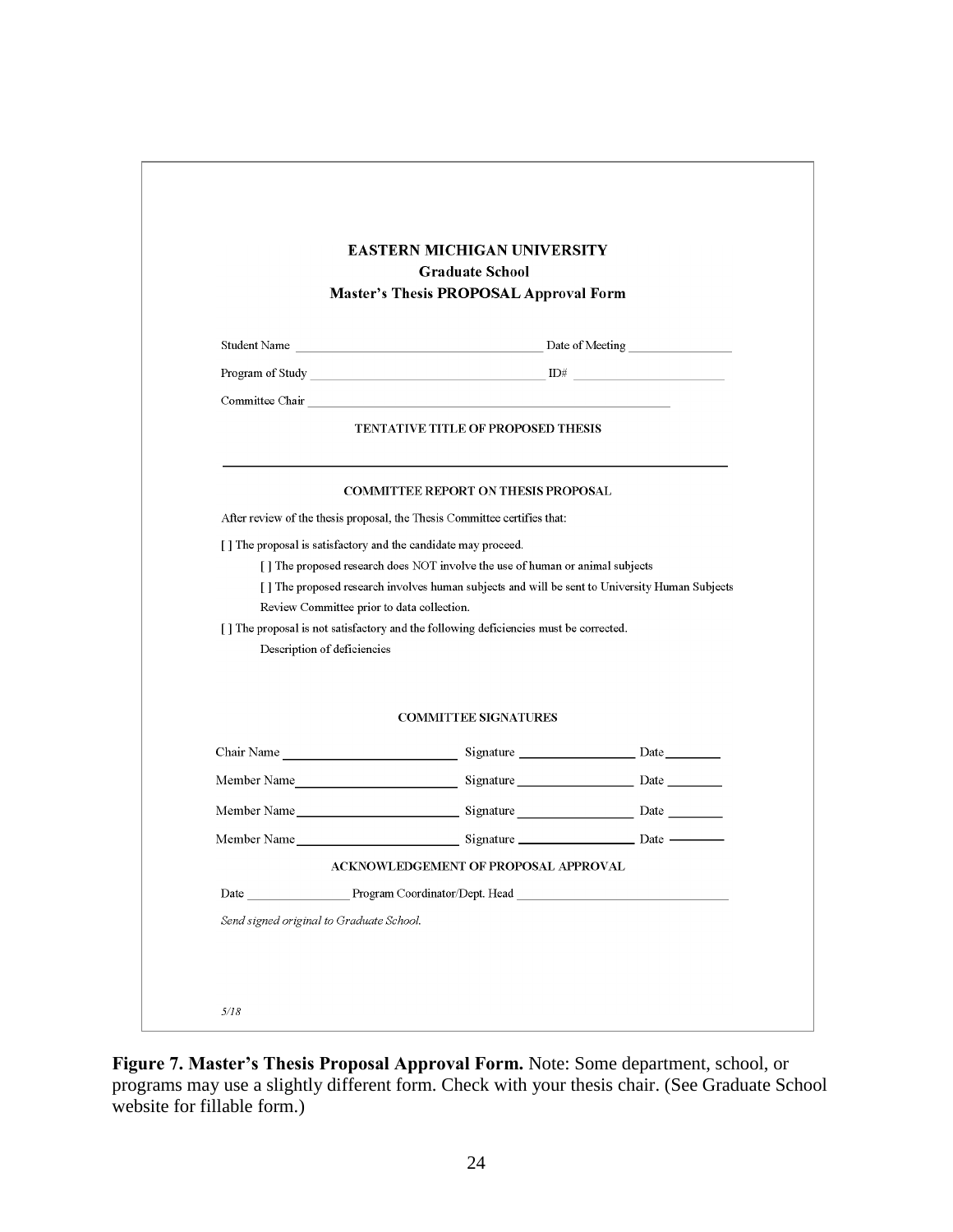**EASTERN MICHIGAN UNIVERSITY**

**Graduate School**

**Master's Thesis PROPOSAL Approval Form**

Student Name \_\_\_\_\_\_\_\_\_\_\_\_\_\_\_\_\_\_\_\_\_\_\_\_\_\_\_\_\_\_ Date of Meeting \_\_\_\_\_\_\_\_\_\_\_\_\_\_

Program of Study \_\_\_\_\_\_\_\_\_\_\_\_\_\_\_\_\_\_\_\_\_\_\_\_\_\_\_\_ ID# \_\_\_\_\_\_\_\_\_\_\_\_\_\_\_\_\_\_

Committee Chair \_\_\_\_\_\_\_\_\_\_\_\_\_\_\_\_\_\_\_\_\_\_\_\_\_\_\_\_\_\_\_\_\_\_\_\_\_\_\_\_\_\_\_\_

TENTATIVE TITLE OF PROPOSED THESIS

\_\_\_\_\_\_\_\_\_\_\_\_\_\_\_\_\_\_\_\_\_\_\_\_\_\_\_\_\_\_\_\_\_\_\_\_\_\_\_\_\_\_\_\_\_\_\_\_\_\_\_\_\_\_\_\_

COMMITTEE REPORT ON THESIS PROPOSAL

After review of the thesis proposal, the Thesis Committee certifies that:

[ ] The proposal is satisfactory and the candidate may proceed.

[ ] The proposed research does NOT involve the use of human or animal subjects

[ ] The proposed research involves human subjects and will be sent to University Human Subjects Review Committee prior to data collection.

[ ] The proposal is not satisfactory and the following deficiencies must be corrected.

Description of deficiencies

COMMITTEE SIGNATURES

Chair Name \_\_\_\_\_\_\_\_\_\_\_\_\_\_\_\_\_\_\_\_ Signature \_\_\_\_\_\_\_\_\_\_\_\_\_\_ Date \_\_\_\_\_\_\_

Member Name \_\_\_\_\_\_\_\_\_\_\_\_\_\_\_\_\_\_ Signature \_\_\_\_\_\_\_\_\_\_\_\_\_\_ Date \_\_\_\_\_\_\_

Member Name \_\_\_\_\_\_\_\_\_\_\_\_\_\_\_\_\_\_ Signature \_\_\_\_\_\_\_\_\_\_\_\_\_\_ Date \_\_\_\_\_\_\_

Member Name \_\_\_\_\_\_\_\_\_\_\_\_\_\_\_\_\_\_ Signature \_\_\_\_\_\_\_\_\_\_\_\_\_\_ Date \_\_\_\_\_\_\_

ACKNOWLEDGEMENT OF PROPOSAL APPROVAL

Date \_\_\_\_\_\_\_\_\_\_\_\_\_ Program Coordinator/Dept. Head \_\_\_\_\_\_\_\_\_\_\_\_\_\_\_\_\_\_\_\_\_\_\_\_\_\_

*Send signed original to Graduate School.*

*5/18*

**Figure 7. Master's Thesis Proposal Approval Form.** Note: Some department, school, or programs may use a slightly different form. Check with your thesis chair. (See Graduate School website for fillable form.)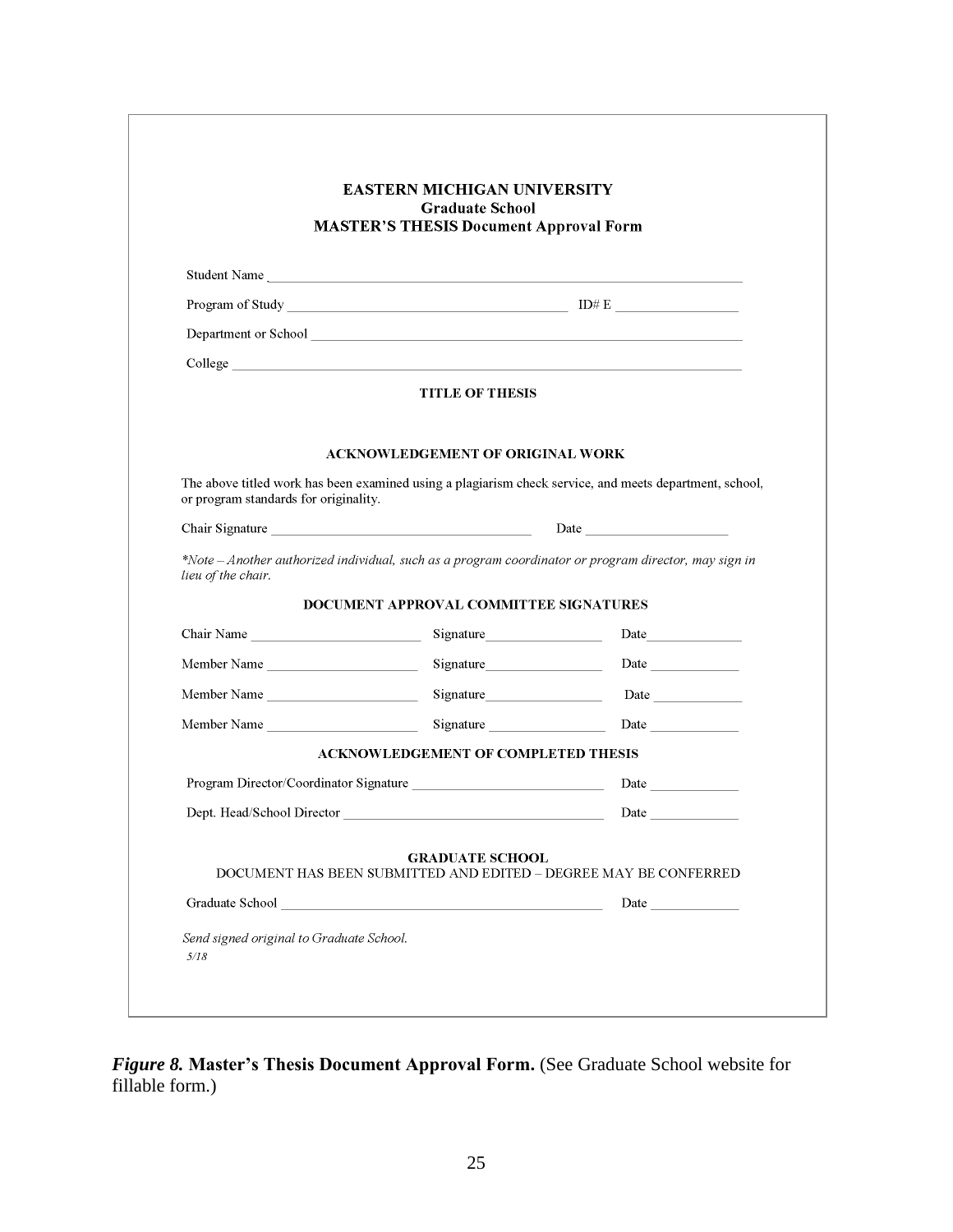**EASTERN MICHIGAN UNIVERSITY**
**Graduate School**
**MASTER'S THESIS Document Approval Form**

Student Name ______________________________________________

Program of Study ______________________________ ID# E ______________

Department or School ______________________________________________

College ______________________________________________

**TITLE OF THESIS**

**ACKNOWLEDGEMENT OF ORIGINAL WORK**

The above titled work has been examined using a plagiarism check service, and meets department, school, or program standards for originality.

Chair Signature ______________________________ Date ________________

*\*Note – Another authorized individual, such as a program coordinator or program director, may sign in lieu of the chair.*

**DOCUMENT APPROVAL COMMITTEE SIGNATURES**

Chair Name ____________________ Signature______________ Date____________

Member Name __________________ Signature______________ Date ____________

Member Name __________________ Signature______________ Date ____________

Member Name __________________ Signature ______________ Date ____________

**ACKNOWLEDGEMENT OF COMPLETED THESIS**

Program Director/Coordinator Signature ______________________ Date ____________

Dept. Head/School Director ______________________________ Date ____________

**GRADUATE SCHOOL**
DOCUMENT HAS BEEN SUBMITTED AND EDITED – DEGREE MAY BE CONFERRED

Graduate School ______________________________________ Date ____________

*Send signed original to Graduate School.*
*5/18*

***Figure 8.* Master's Thesis Document Approval Form.** (See Graduate School website for fillable form.)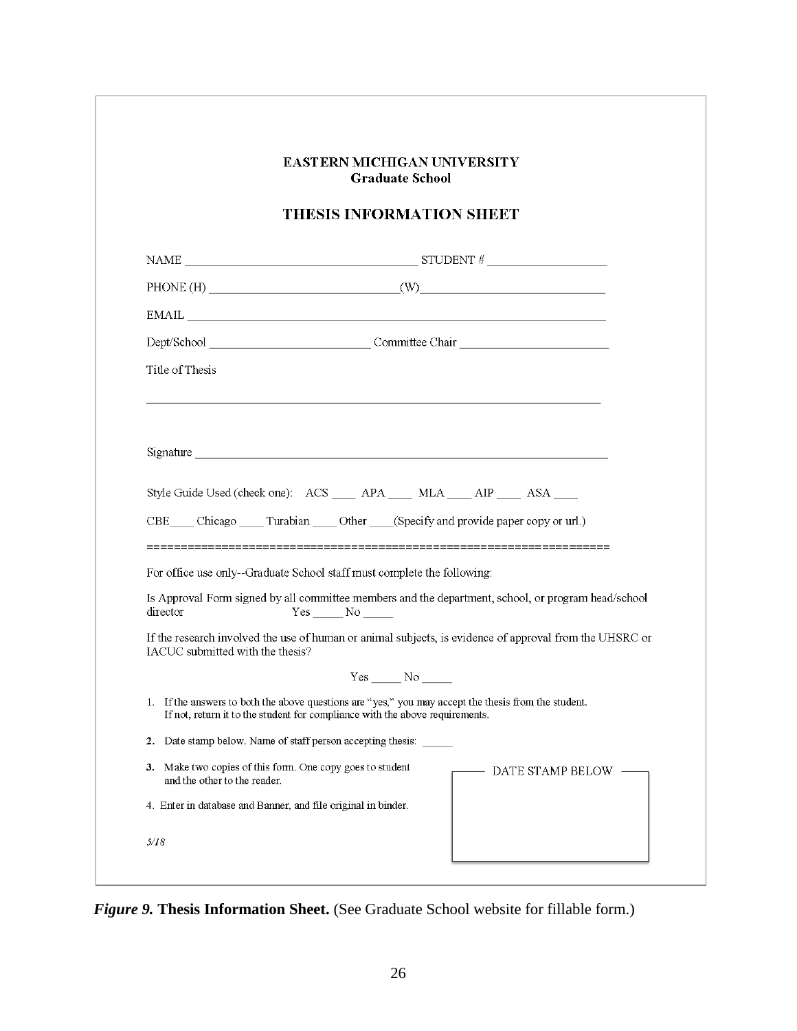**EASTERN MICHIGAN UNIVERSITY**
**Graduate School**

**THESIS INFORMATION SHEET**

NAME ______________________________ STUDENT # ________________

PHONE (H) __________________________ (W) __________________________

EMAIL ____________________________________________________________

Dept/School ______________________ Committee Chair ______________________

Title of Thesis

__________________________________________________________________

Signature _________________________________________________________

Style Guide Used (check one): ACS ____ APA ____ MLA ____ AIP ____ ASA ____

CBE____ Chicago ____ Turabian ____ Other ____(Specify and provide paper copy or url.)

==================================================================

For office use only--Graduate School staff must complete the following:

Is Approval Form signed by all committee members and the department, school, or program head/school director Yes _____ No _____

If the research involved the use of human or animal subjects, is evidence of approval from the UHSRC or IACUC submitted with the thesis?

Yes _____ No _____

1. If the answers to both the above questions are "yes," you may accept the thesis from the student. If not, return it to the student for compliance with the above requirements.
2. Date stamp below. Name of staff person accepting thesis: _____
3. Make two copies of this form. One copy goes to student and the other to the reader.
4. Enter in database and Banner, and file original in binder.

DATE STAMP BELOW

*5/18*

***Figure 9.*** **Thesis Information Sheet.** (See Graduate School website for fillable form.)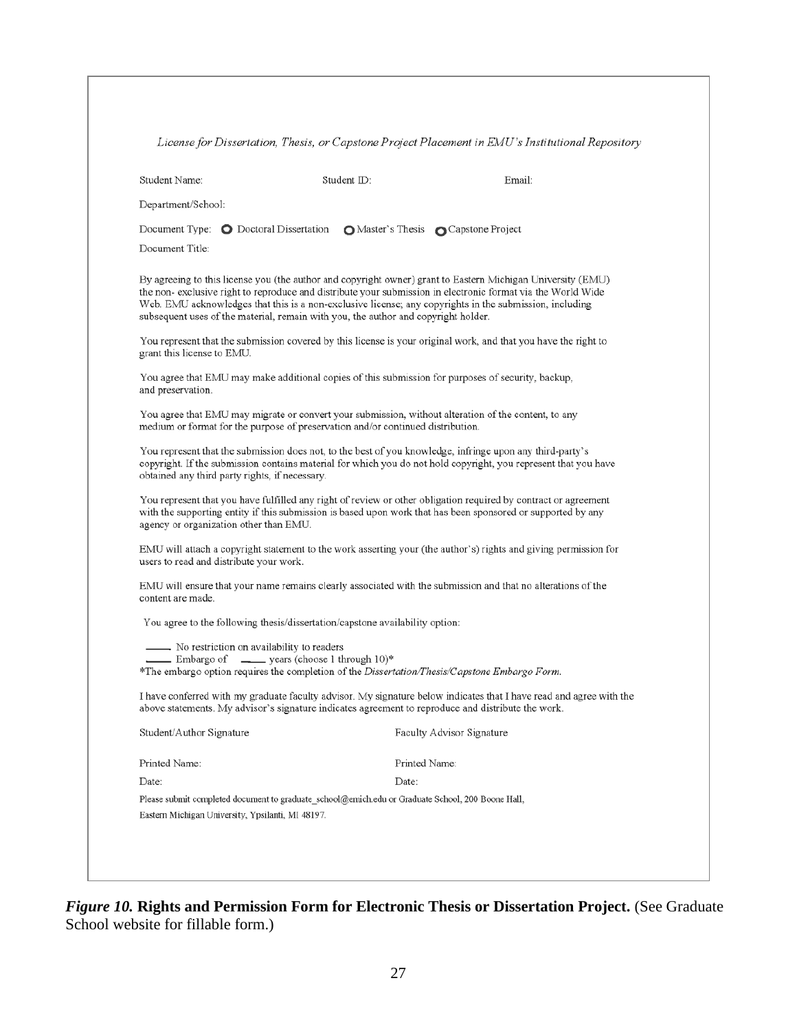*License for Dissertation, Thesis, or Capstone Project Placement in EMU's Institutional Repository*

Student Name: Student ID: Email:

Department/School:

Document Type: ○ Doctoral Dissertation ○ Master's Thesis ○ Capstone Project

Document Title:

By agreeing to this license you (the author and copyright owner) grant to Eastern Michigan University (EMU) the non- exclusive right to reproduce and distribute your submission in electronic format via the World Wide Web. EMU acknowledges that this is a non-exclusive license; any copyrights in the submission, including subsequent uses of the material, remain with you, the author and copyright holder.

You represent that the submission covered by this license is your original work, and that you have the right to grant this license to EMU.

You agree that EMU may make additional copies of this submission for purposes of security, backup, and preservation.

You agree that EMU may migrate or convert your submission, without alteration of the content, to any medium or format for the purpose of preservation and/or continued distribution.

You represent that the submission does not, to the best of you knowledge, infringe upon any third-party's copyright. If the submission contains material for which you do not hold copyright, you represent that you have obtained any third party rights, if necessary.

You represent that you have fulfilled any right of review or other obligation required by contract or agreement with the supporting entity if this submission is based upon work that has been sponsored or supported by any agency or organization other than EMU.

EMU will attach a copyright statement to the work asserting your (the author's) rights and giving permission for users to read and distribute your work.

EMU will ensure that your name remains clearly associated with the submission and that no alterations of the content are made.

You agree to the following thesis/dissertation/capstone availability option:

_____ No restriction on availability to readers
_____ Embargo of _____ years (choose 1 through 10)*
*The embargo option requires the completion of the *Dissertation/Thesis/Capstone Embargo Form.*

I have conferred with my graduate faculty advisor. My signature below indicates that I have read and agree with the above statements. My advisor's signature indicates agreement to reproduce and distribute the work.

Student/Author Signature Faculty Advisor Signature

Printed Name: Printed Name:

Date: Date:

Please submit completed document to graduate_school@emich.edu or Graduate School, 200 Boone Hall, Eastern Michigan University, Ypsilanti, MI 48197.

***Figure 10.* Rights and Permission Form for Electronic Thesis or Dissertation Project.** (See Graduate School website for fillable form.)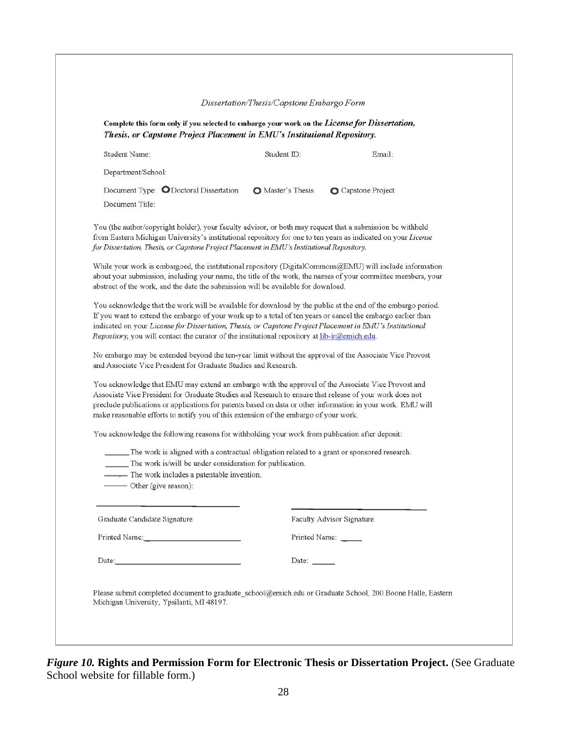*Dissertation/Thesis/Capstone Embargo Form*

**Complete this form only if you selected to embargo your work on the *License for Dissertation, Thesis, or Capstone Project Placement in EMU's Institutional Repository.***

Student Name: Student ID: Email:

Department/School:

Document Type: ○ Doctoral Dissertation ○ Master's Thesis ○ Capstone Project

Document Title:

You (the author/copyright holder), your faculty advisor, or both may request that a submission be withheld from Eastern Michigan University's institutional repository for one to ten years as indicated on your *License for Dissertation, Thesis, or Capstone Project Placement in EMU's Institutional Repository.*

While your work is embargoed, the institutional repository (DigitalCommons@EMU) will include information about your submission, including your name, the title of the work, the names of your committee members, your abstract of the work, and the date the submission will be available for download.

You acknowledge that the work will be available for download by the public at the end of the embargo period. If you want to extend the embargo of your work up to a total of ten years or cancel the embargo earlier than indicated on your *License for Dissertation, Thesis, or Capstone Project Placement in EMU's Institutional Repository,* you will contact the curator of the institutional repository at lib-ir@emich.edu.

No embargo may be extended beyond the ten-year limit without the approval of the Associate Vice Provost and Associate Vice President for Graduate Studies and Research.

You acknowledge that EMU may extend an embargo with the approval of the Associate Vice Provost and Associate Vice President for Graduate Studies and Research to ensure that release of your work does not preclude publications or applications for patents based on data or other information in your work. EMU will make reasonable efforts to notify you of this extension of the embargo of your work.

You acknowledge the following reasons for withholding your work from publication after deposit:

______ The work is aligned with a contractual obligation related to a grant or sponsored research.
______ The work is/will be under consideration for publication.
______ The work includes a patentable invention.
______ Other (give reason):

______________________________ ______________________________
Graduate Candidate Signature Faculty Advisor Signature

Printed Name:______________________ Printed Name: _____

Date:______________________________ Date: ______

Please submit completed document to graduate_school@emich.edu or Graduate School, 200 Boone Halle, Eastern Michigan University, Ypsilanti, MI 48197.

***Figure 10.* Rights and Permission Form for Electronic Thesis or Dissertation Project.** (See Graduate School website for fillable form.)